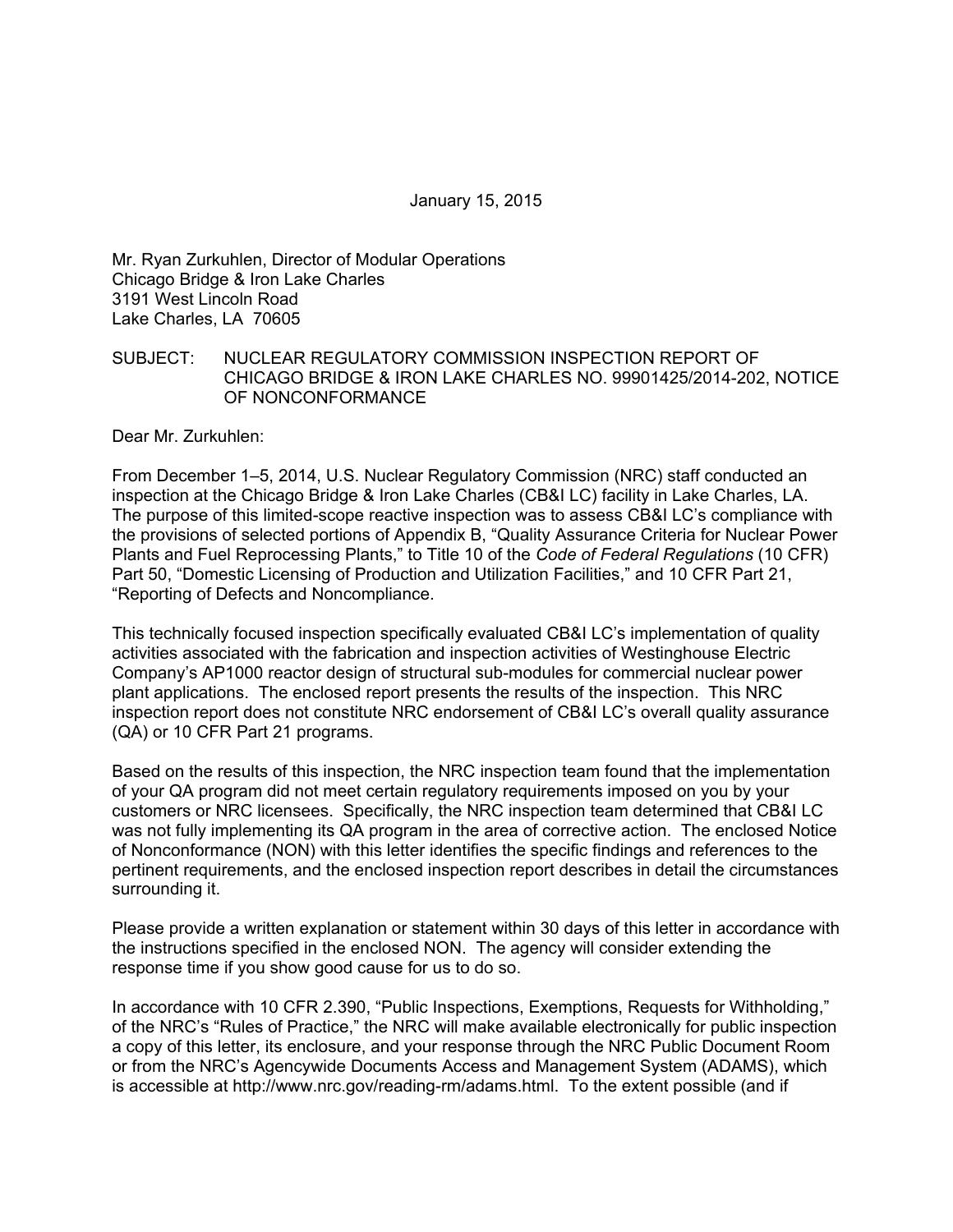January 15, 2015

Mr. Ryan Zurkuhlen, Director of Modular Operations
Chicago Bridge & Iron Lake Charles
3191 West Lincoln Road
Lake Charles, LA 70605

SUBJECT: NUCLEAR REGULATORY COMMISSION INSPECTION REPORT OF CHICAGO BRIDGE & IRON LAKE CHARLES NO. 99901425/2014-202, NOTICE OF NONCONFORMANCE

Dear Mr. Zurkuhlen:

From December 1–5, 2014, U.S. Nuclear Regulatory Commission (NRC) staff conducted an inspection at the Chicago Bridge & Iron Lake Charles (CB&I LC) facility in Lake Charles, LA. The purpose of this limited-scope reactive inspection was to assess CB&I LC's compliance with the provisions of selected portions of Appendix B, "Quality Assurance Criteria for Nuclear Power Plants and Fuel Reprocessing Plants," to Title 10 of the *Code of Federal Regulations* (10 CFR) Part 50, "Domestic Licensing of Production and Utilization Facilities," and 10 CFR Part 21, "Reporting of Defects and Noncompliance.

This technically focused inspection specifically evaluated CB&I LC's implementation of quality activities associated with the fabrication and inspection activities of Westinghouse Electric Company's AP1000 reactor design of structural sub-modules for commercial nuclear power plant applications. The enclosed report presents the results of the inspection. This NRC inspection report does not constitute NRC endorsement of CB&I LC's overall quality assurance (QA) or 10 CFR Part 21 programs.

Based on the results of this inspection, the NRC inspection team found that the implementation of your QA program did not meet certain regulatory requirements imposed on you by your customers or NRC licensees. Specifically, the NRC inspection team determined that CB&I LC was not fully implementing its QA program in the area of corrective action. The enclosed Notice of Nonconformance (NON) with this letter identifies the specific findings and references to the pertinent requirements, and the enclosed inspection report describes in detail the circumstances surrounding it.

Please provide a written explanation or statement within 30 days of this letter in accordance with the instructions specified in the enclosed NON. The agency will consider extending the response time if you show good cause for us to do so.

In accordance with 10 CFR 2.390, "Public Inspections, Exemptions, Requests for Withholding," of the NRC's "Rules of Practice," the NRC will make available electronically for public inspection a copy of this letter, its enclosure, and your response through the NRC Public Document Room or from the NRC's Agencywide Documents Access and Management System (ADAMS), which is accessible at http://www.nrc.gov/reading-rm/adams.html. To the extent possible (and if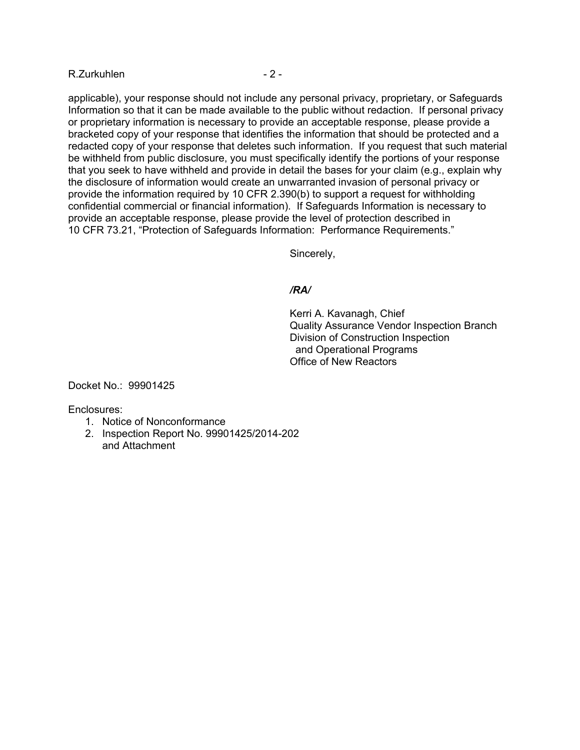applicable), your response should not include any personal privacy, proprietary, or Safeguards Information so that it can be made available to the public without redaction. If personal privacy or proprietary information is necessary to provide an acceptable response, please provide a bracketed copy of your response that identifies the information that should be protected and a redacted copy of your response that deletes such information. If you request that such material be withheld from public disclosure, you must specifically identify the portions of your response that you seek to have withheld and provide in detail the bases for your claim (e.g., explain why the disclosure of information would create an unwarranted invasion of personal privacy or provide the information required by 10 CFR 2.390(b) to support a request for withholding confidential commercial or financial information). If Safeguards Information is necessary to provide an acceptable response, please provide the level of protection described in 10 CFR 73.21, "Protection of Safeguards Information: Performance Requirements."

Sincerely,

***/RA/***

Kerri A. Kavanagh, Chief
Quality Assurance Vendor Inspection Branch
Division of Construction Inspection
and Operational Programs
Office of New Reactors

Docket No.: 99901425

Enclosures:

1. Notice of Nonconformance
2. Inspection Report No. 99901425/2014-202
   and Attachment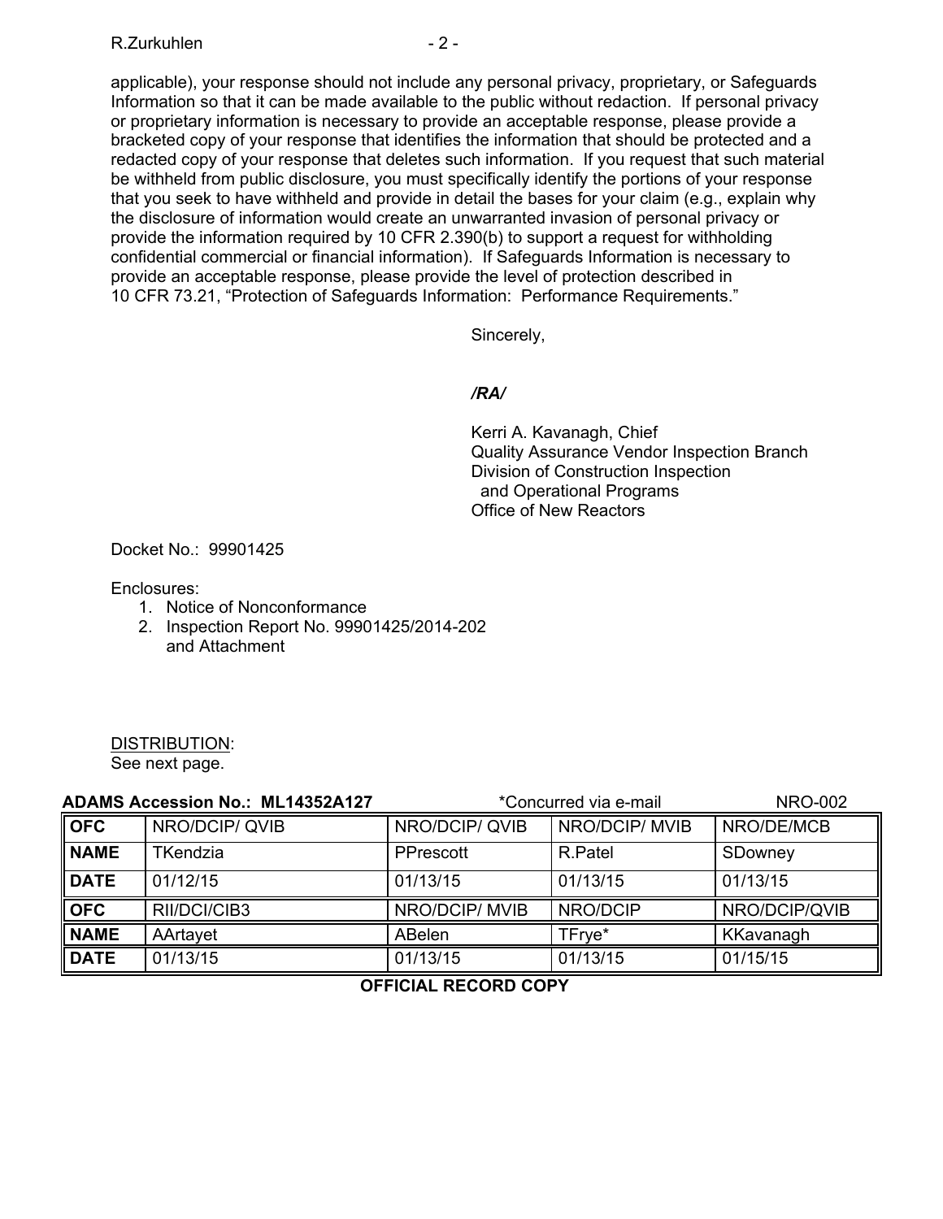applicable), your response should not include any personal privacy, proprietary, or Safeguards Information so that it can be made available to the public without redaction. If personal privacy or proprietary information is necessary to provide an acceptable response, please provide a bracketed copy of your response that identifies the information that should be protected and a redacted copy of your response that deletes such information. If you request that such material be withheld from public disclosure, you must specifically identify the portions of your response that you seek to have withheld and provide in detail the bases for your claim (e.g., explain why the disclosure of information would create an unwarranted invasion of personal privacy or provide the information required by 10 CFR 2.390(b) to support a request for withholding confidential commercial or financial information). If Safeguards Information is necessary to provide an acceptable response, please provide the level of protection described in 10 CFR 73.21, "Protection of Safeguards Information: Performance Requirements."

Sincerely,

***/RA/***

Kerri A. Kavanagh, Chief
Quality Assurance Vendor Inspection Branch
Division of Construction Inspection
and Operational Programs
Office of New Reactors

Docket No.: 99901425

Enclosures:

1. Notice of Nonconformance
2. Inspection Report No. 99901425/2014-202 and Attachment

DISTRIBUTION:
See next page.

**ADAMS Accession No.: ML14352A127** *Concurred via e-mail NRO-002

| **OFC** | NRO/DCIP/ QVIB | NRO/DCIP/ QVIB | NRO/DCIP/ MVIB | NRO/DE/MCB |
|---|---|---|---|---|
| **NAME** | TKendzia | PPrescott | R.Patel | SDowney |
| **DATE** | 01/12/15 | 01/13/15 | 01/13/15 | 01/13/15 |
| **OFC** | RII/DCI/CIB3 | NRO/DCIP/ MVIB | NRO/DCIP | NRO/DCIP/QVIB |
| **NAME** | AArtayet | ABelen | TFrye* | KKavanagh |
| **DATE** | 01/13/15 | 01/13/15 | 01/13/15 | 01/15/15 |

**OFFICIAL RECORD COPY**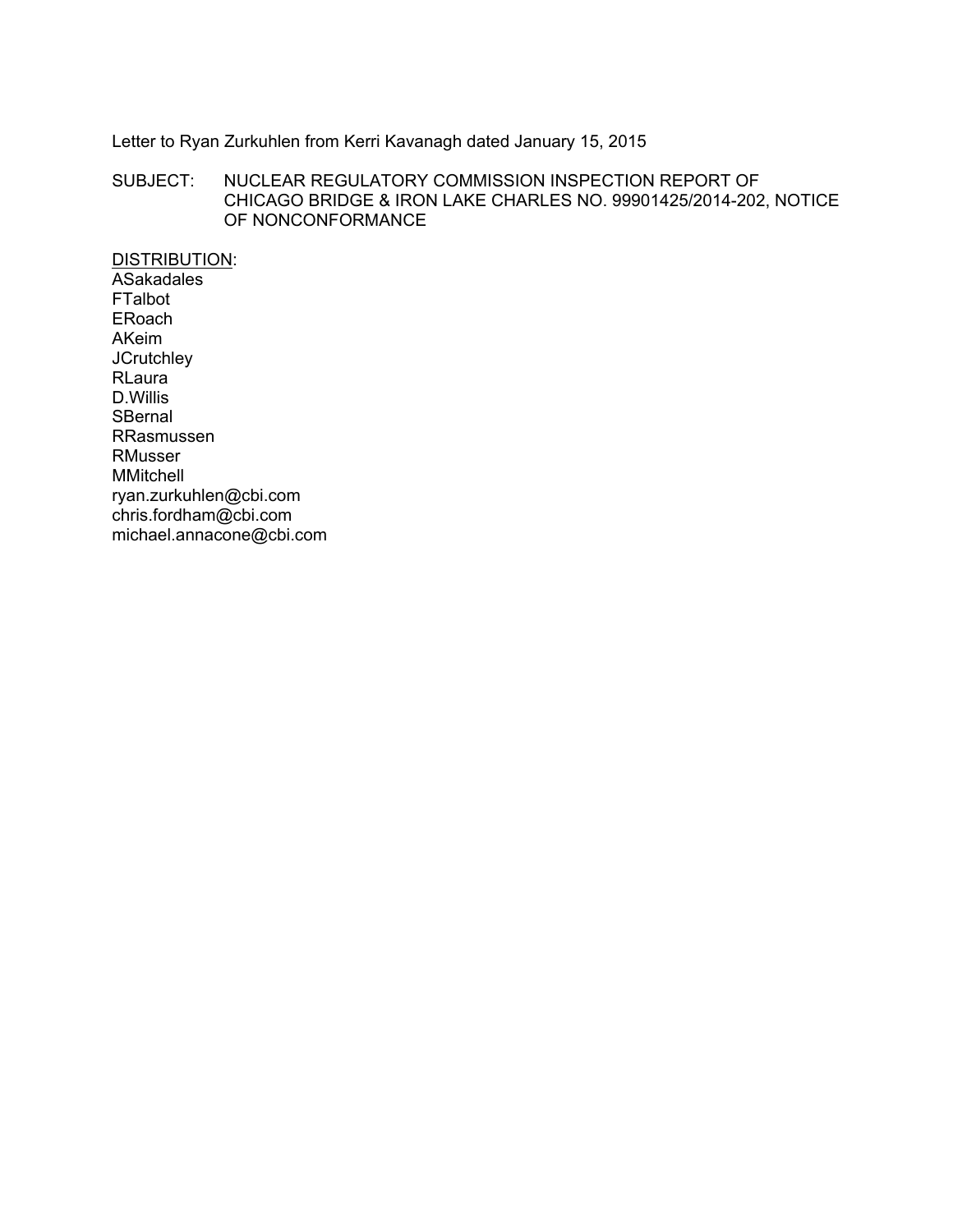Letter to Ryan Zurkuhlen from Kerri Kavanagh dated January 15, 2015

SUBJECT: NUCLEAR REGULATORY COMMISSION INSPECTION REPORT OF CHICAGO BRIDGE & IRON LAKE CHARLES NO. 99901425/2014-202, NOTICE OF NONCONFORMANCE

<u>DISTRIBUTION</u>:
ASakadales
FTalbot
ERoach
AKeim
JCrutchley
RLaura
D.Willis
SBernal
RRasmussen
RMusser
MMitchell
ryan.zurkuhlen@cbi.com
chris.fordham@cbi.com
michael.annacone@cbi.com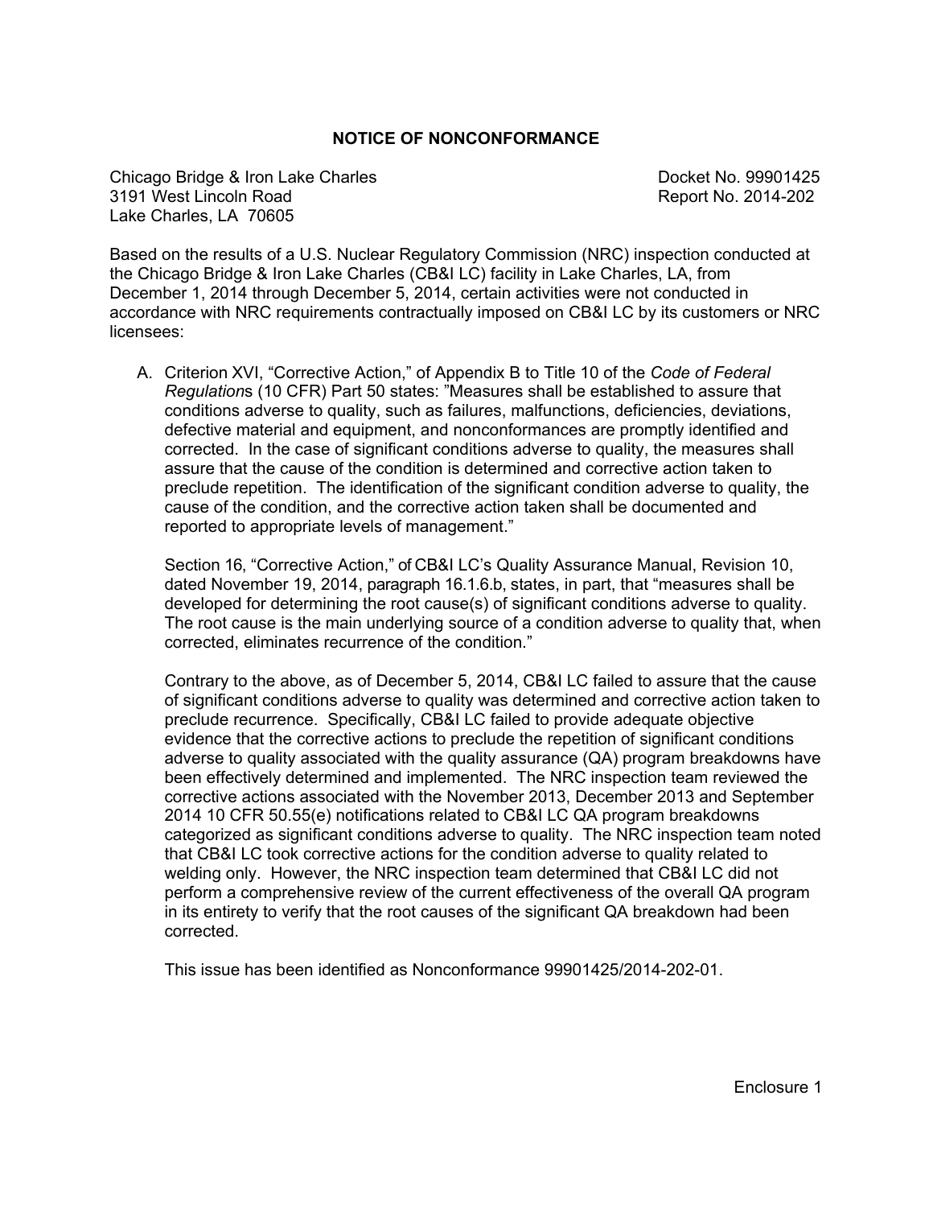# NOTICE OF NONCONFORMANCE

Chicago Bridge & Iron Lake Charles
3191 West Lincoln Road
Lake Charles, LA 70605

Docket No. 99901425
Report No. 2014-202

Based on the results of a U.S. Nuclear Regulatory Commission (NRC) inspection conducted at the Chicago Bridge & Iron Lake Charles (CB&I LC) facility in Lake Charles, LA, from December 1, 2014 through December 5, 2014, certain activities were not conducted in accordance with NRC requirements contractually imposed on CB&I LC by its customers or NRC licensees:

A. Criterion XVI, "Corrective Action," of Appendix B to Title 10 of the *Code of Federal Regulations* (10 CFR) Part 50 states: "Measures shall be established to assure that conditions adverse to quality, such as failures, malfunctions, deficiencies, deviations, defective material and equipment, and nonconformances are promptly identified and corrected. In the case of significant conditions adverse to quality, the measures shall assure that the cause of the condition is determined and corrective action taken to preclude repetition. The identification of the significant condition adverse to quality, the cause of the condition, and the corrective action taken shall be documented and reported to appropriate levels of management."

   Section 16, "Corrective Action," of CB&I LC's Quality Assurance Manual, Revision 10, dated November 19, 2014, paragraph 16.1.6.b, states, in part, that "measures shall be developed for determining the root cause(s) of significant conditions adverse to quality. The root cause is the main underlying source of a condition adverse to quality that, when corrected, eliminates recurrence of the condition."

   Contrary to the above, as of December 5, 2014, CB&I LC failed to assure that the cause of significant conditions adverse to quality was determined and corrective action taken to preclude recurrence. Specifically, CB&I LC failed to provide adequate objective evidence that the corrective actions to preclude the repetition of significant conditions adverse to quality associated with the quality assurance (QA) program breakdowns have been effectively determined and implemented. The NRC inspection team reviewed the corrective actions associated with the November 2013, December 2013 and September 2014 10 CFR 50.55(e) notifications related to CB&I LC QA program breakdowns categorized as significant conditions adverse to quality. The NRC inspection team noted that CB&I LC took corrective actions for the condition adverse to quality related to welding only. However, the NRC inspection team determined that CB&I LC did not perform a comprehensive review of the current effectiveness of the overall QA program in its entirety to verify that the root causes of the significant QA breakdown had been corrected.

   This issue has been identified as Nonconformance 99901425/2014-202-01.

Enclosure 1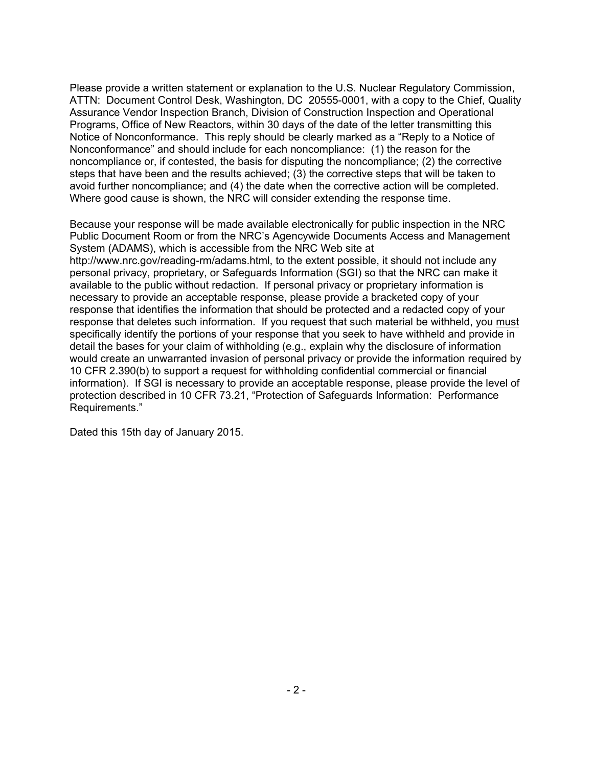Please provide a written statement or explanation to the U.S. Nuclear Regulatory Commission, ATTN: Document Control Desk, Washington, DC 20555-0001, with a copy to the Chief, Quality Assurance Vendor Inspection Branch, Division of Construction Inspection and Operational Programs, Office of New Reactors, within 30 days of the date of the letter transmitting this Notice of Nonconformance. This reply should be clearly marked as a "Reply to a Notice of Nonconformance" and should include for each noncompliance: (1) the reason for the noncompliance or, if contested, the basis for disputing the noncompliance; (2) the corrective steps that have been and the results achieved; (3) the corrective steps that will be taken to avoid further noncompliance; and (4) the date when the corrective action will be completed. Where good cause is shown, the NRC will consider extending the response time.

Because your response will be made available electronically for public inspection in the NRC Public Document Room or from the NRC's Agencywide Documents Access and Management System (ADAMS), which is accessible from the NRC Web site at http://www.nrc.gov/reading-rm/adams.html, to the extent possible, it should not include any personal privacy, proprietary, or Safeguards Information (SGI) so that the NRC can make it available to the public without redaction. If personal privacy or proprietary information is necessary to provide an acceptable response, please provide a bracketed copy of your response that identifies the information that should be protected and a redacted copy of your response that deletes such information. If you request that such material be withheld, you <u>must</u> specifically identify the portions of your response that you seek to have withheld and provide in detail the bases for your claim of withholding (e.g., explain why the disclosure of information would create an unwarranted invasion of personal privacy or provide the information required by 10 CFR 2.390(b) to support a request for withholding confidential commercial or financial information). If SGI is necessary to provide an acceptable response, please provide the level of protection described in 10 CFR 73.21, "Protection of Safeguards Information: Performance Requirements."

Dated this 15th day of January 2015.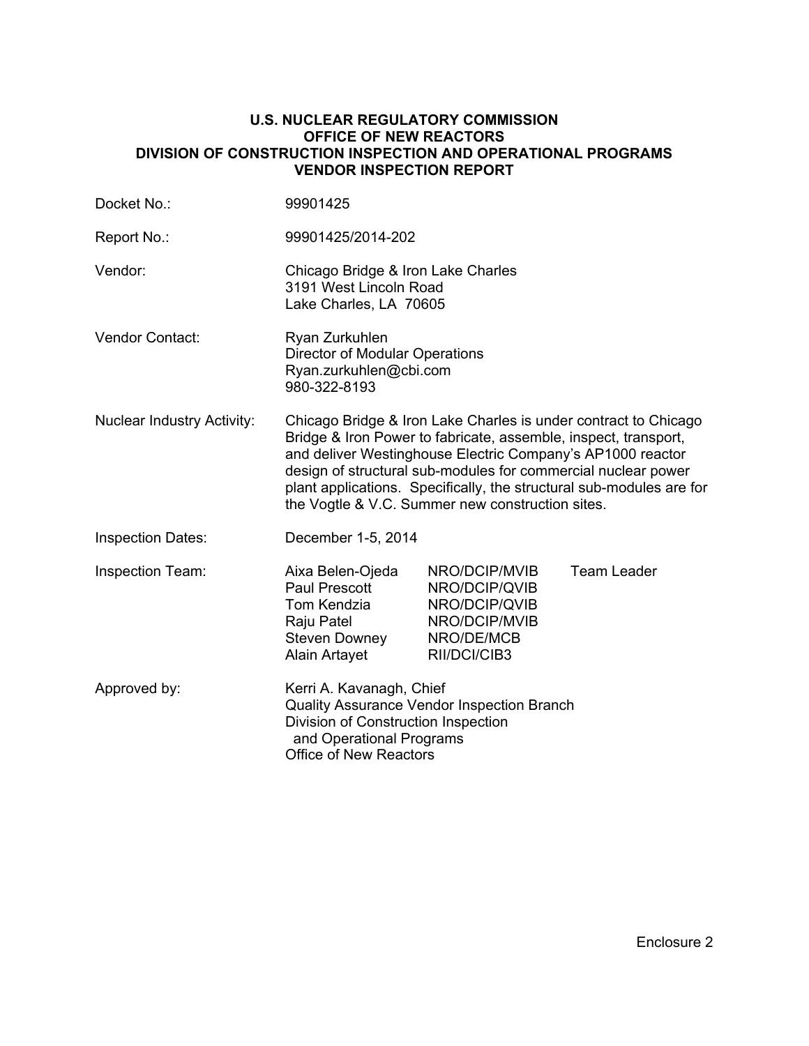**U.S. NUCLEAR REGULATORY COMMISSION**
**OFFICE OF NEW REACTORS**
**DIVISION OF CONSTRUCTION INSPECTION AND OPERATIONAL PROGRAMS**
**VENDOR INSPECTION REPORT**

| | |
|---|---|
| Docket No.: | 99901425 |
| Report No.: | 99901425/2014-202 |
| Vendor: | Chicago Bridge & Iron Lake Charles<br>3191 West Lincoln Road<br>Lake Charles, LA 70605 |
| Vendor Contact: | Ryan Zurkuhlen<br>Director of Modular Operations<br>Ryan.zurkuhlen@cbi.com<br>980-322-8193 |
| Nuclear Industry Activity: | Chicago Bridge & Iron Lake Charles is under contract to Chicago Bridge & Iron Power to fabricate, assemble, inspect, transport, and deliver Westinghouse Electric Company's AP1000 reactor design of structural sub-modules for commercial nuclear power plant applications. Specifically, the structural sub-modules are for the Vogtle & V.C. Summer new construction sites. |
| Inspection Dates: | December 1-5, 2014 |

| Inspection Team: | | | |
|---|---|---|---|
| | Aixa Belen-Ojeda | NRO/DCIP/MVIB | Team Leader |
| | Paul Prescott | NRO/DCIP/QVIB | |
| | Tom Kendzia | NRO/DCIP/QVIB | |
| | Raju Patel | NRO/DCIP/MVIB | |
| | Steven Downey | NRO/DE/MCB | |
| | Alain Artayet | RII/DCI/CIB3 | |

| | |
|---|---|
| Approved by: | Kerri A. Kavanagh, Chief<br>Quality Assurance Vendor Inspection Branch<br>Division of Construction Inspection<br>and Operational Programs<br>Office of New Reactors |

Enclosure 2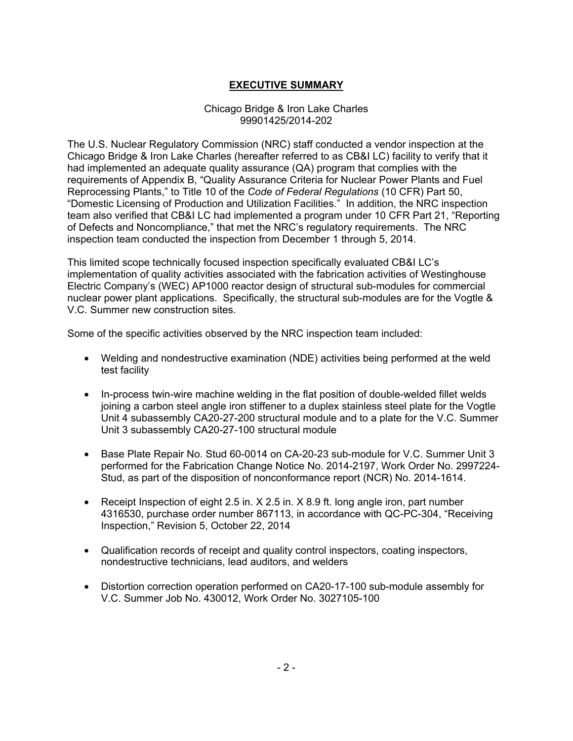## EXECUTIVE SUMMARY

Chicago Bridge & Iron Lake Charles
99901425/2014-202

The U.S. Nuclear Regulatory Commission (NRC) staff conducted a vendor inspection at the Chicago Bridge & Iron Lake Charles (hereafter referred to as CB&I LC) facility to verify that it had implemented an adequate quality assurance (QA) program that complies with the requirements of Appendix B, "Quality Assurance Criteria for Nuclear Power Plants and Fuel Reprocessing Plants," to Title 10 of the *Code of Federal Regulations* (10 CFR) Part 50, "Domestic Licensing of Production and Utilization Facilities." In addition, the NRC inspection team also verified that CB&I LC had implemented a program under 10 CFR Part 21, "Reporting of Defects and Noncompliance," that met the NRC's regulatory requirements. The NRC inspection team conducted the inspection from December 1 through 5, 2014.

This limited scope technically focused inspection specifically evaluated CB&I LC's implementation of quality activities associated with the fabrication activities of Westinghouse Electric Company's (WEC) AP1000 reactor design of structural sub-modules for commercial nuclear power plant applications. Specifically, the structural sub-modules are for the Vogtle & V.C. Summer new construction sites.

Some of the specific activities observed by the NRC inspection team included:

- Welding and nondestructive examination (NDE) activities being performed at the weld test facility
- In-process twin-wire machine welding in the flat position of double-welded fillet welds joining a carbon steel angle iron stiffener to a duplex stainless steel plate for the Vogtle Unit 4 subassembly CA20-27-200 structural module and to a plate for the V.C. Summer Unit 3 subassembly CA20-27-100 structural module
- Base Plate Repair No. Stud 60-0014 on CA-20-23 sub-module for V.C. Summer Unit 3 performed for the Fabrication Change Notice No. 2014-2197, Work Order No. 2997224-Stud, as part of the disposition of nonconformance report (NCR) No. 2014-1614.
- Receipt Inspection of eight 2.5 in. X 2.5 in. X 8.9 ft. long angle iron, part number 4316530, purchase order number 867113, in accordance with QC-PC-304, "Receiving Inspection," Revision 5, October 22, 2014
- Qualification records of receipt and quality control inspectors, coating inspectors, nondestructive technicians, lead auditors, and welders
- Distortion correction operation performed on CA20-17-100 sub-module assembly for V.C. Summer Job No. 430012, Work Order No. 3027105-100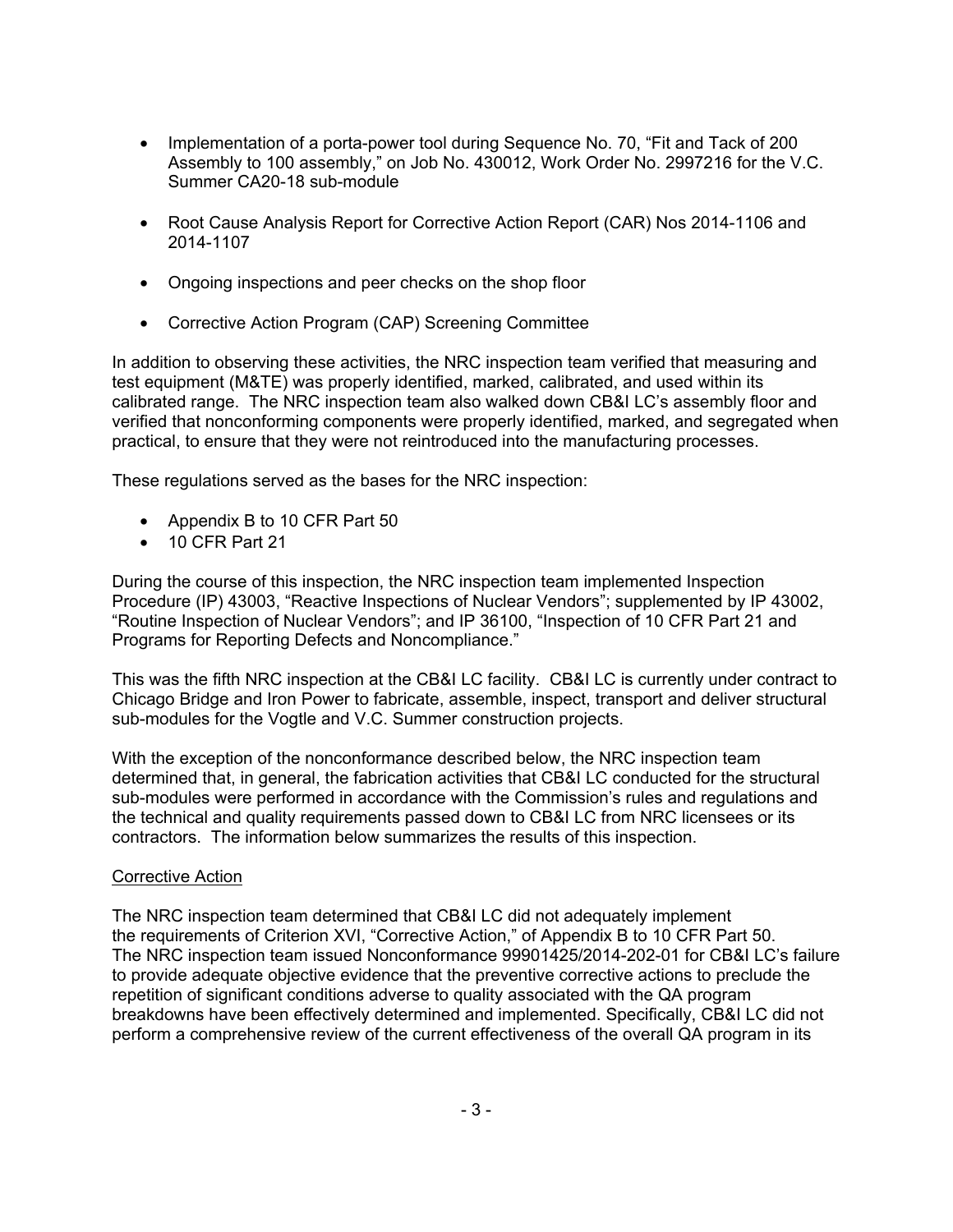- Implementation of a porta-power tool during Sequence No. 70, "Fit and Tack of 200 Assembly to 100 assembly," on Job No. 430012, Work Order No. 2997216 for the V.C. Summer CA20-18 sub-module
- Root Cause Analysis Report for Corrective Action Report (CAR) Nos 2014-1106 and 2014-1107
- Ongoing inspections and peer checks on the shop floor
- Corrective Action Program (CAP) Screening Committee

In addition to observing these activities, the NRC inspection team verified that measuring and test equipment (M&TE) was properly identified, marked, calibrated, and used within its calibrated range. The NRC inspection team also walked down CB&I LC's assembly floor and verified that nonconforming components were properly identified, marked, and segregated when practical, to ensure that they were not reintroduced into the manufacturing processes.

These regulations served as the bases for the NRC inspection:

- Appendix B to 10 CFR Part 50
- 10 CFR Part 21

During the course of this inspection, the NRC inspection team implemented Inspection Procedure (IP) 43003, "Reactive Inspections of Nuclear Vendors"; supplemented by IP 43002, "Routine Inspection of Nuclear Vendors"; and IP 36100, "Inspection of 10 CFR Part 21 and Programs for Reporting Defects and Noncompliance."

This was the fifth NRC inspection at the CB&I LC facility. CB&I LC is currently under contract to Chicago Bridge and Iron Power to fabricate, assemble, inspect, transport and deliver structural sub-modules for the Vogtle and V.C. Summer construction projects.

With the exception of the nonconformance described below, the NRC inspection team determined that, in general, the fabrication activities that CB&I LC conducted for the structural sub-modules were performed in accordance with the Commission's rules and regulations and the technical and quality requirements passed down to CB&I LC from NRC licensees or its contractors. The information below summarizes the results of this inspection.

Corrective Action

The NRC inspection team determined that CB&I LC did not adequately implement the requirements of Criterion XVI, "Corrective Action," of Appendix B to 10 CFR Part 50. The NRC inspection team issued Nonconformance 99901425/2014-202-01 for CB&I LC's failure to provide adequate objective evidence that the preventive corrective actions to preclude the repetition of significant conditions adverse to quality associated with the QA program breakdowns have been effectively determined and implemented. Specifically, CB&I LC did not perform a comprehensive review of the current effectiveness of the overall QA program in its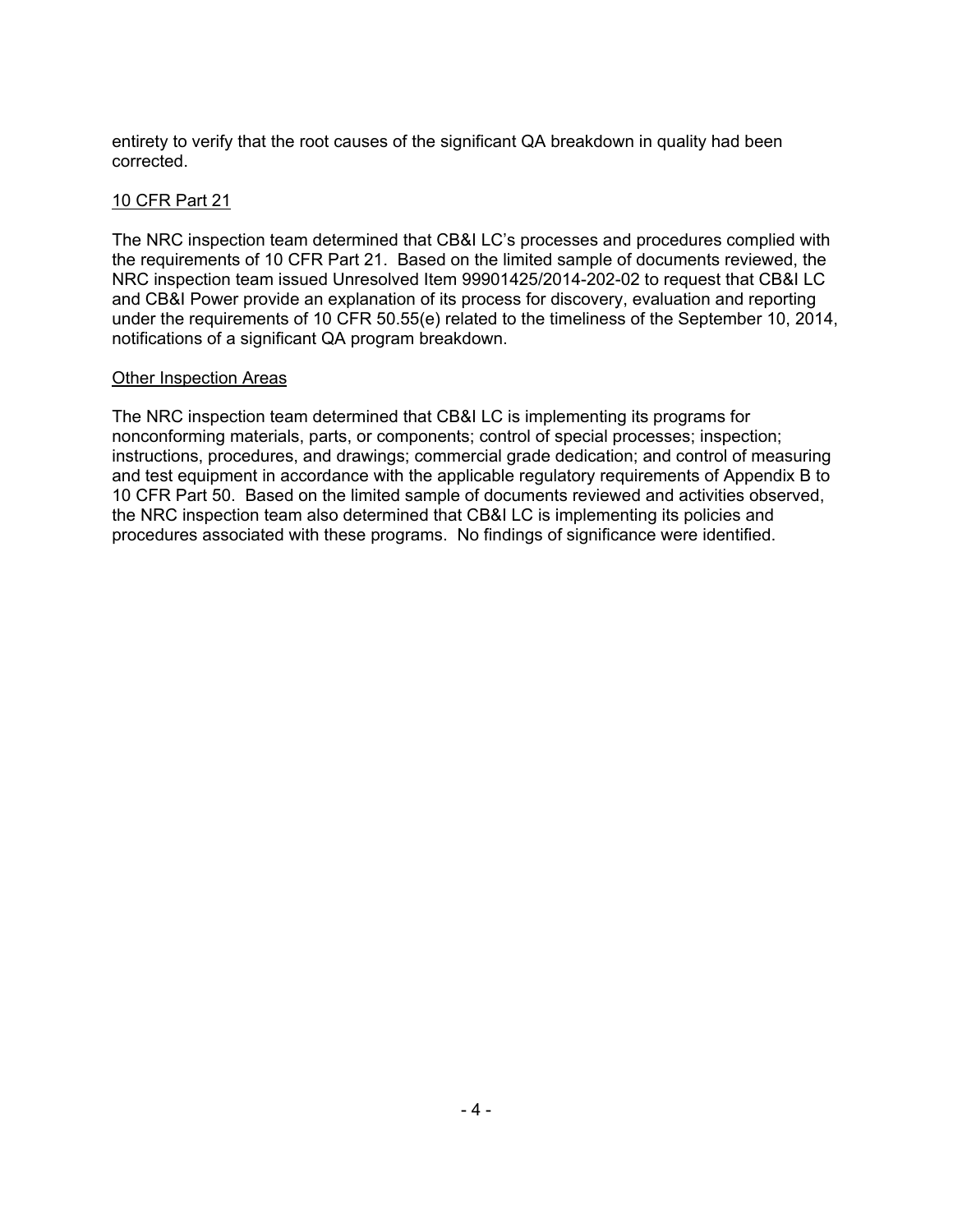entirety to verify that the root causes of the significant QA breakdown in quality had been corrected.

10 CFR Part 21

The NRC inspection team determined that CB&I LC's processes and procedures complied with the requirements of 10 CFR Part 21. Based on the limited sample of documents reviewed, the NRC inspection team issued Unresolved Item 99901425/2014-202-02 to request that CB&I LC and CB&I Power provide an explanation of its process for discovery, evaluation and reporting under the requirements of 10 CFR 50.55(e) related to the timeliness of the September 10, 2014, notifications of a significant QA program breakdown.

Other Inspection Areas

The NRC inspection team determined that CB&I LC is implementing its programs for nonconforming materials, parts, or components; control of special processes; inspection; instructions, procedures, and drawings; commercial grade dedication; and control of measuring and test equipment in accordance with the applicable regulatory requirements of Appendix B to 10 CFR Part 50. Based on the limited sample of documents reviewed and activities observed, the NRC inspection team also determined that CB&I LC is implementing its policies and procedures associated with these programs. No findings of significance were identified.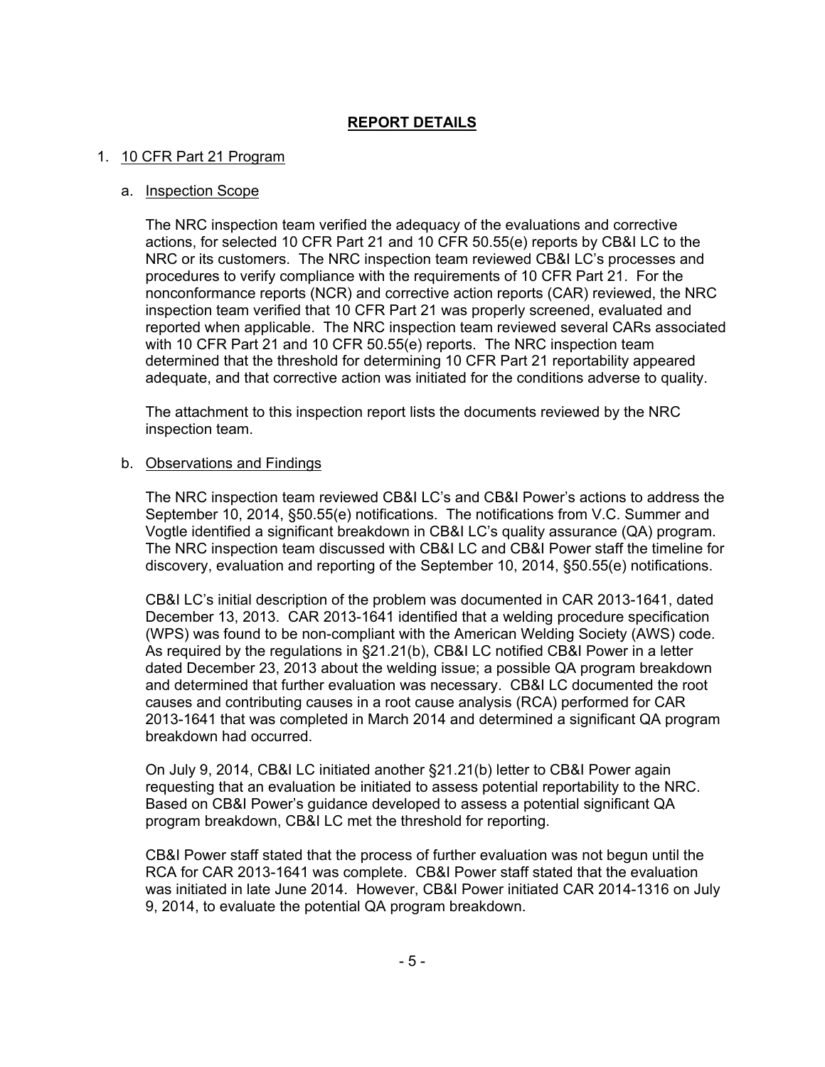# REPORT DETAILS

1. 10 CFR Part 21 Program

   a. Inspection Scope

   The NRC inspection team verified the adequacy of the evaluations and corrective actions, for selected 10 CFR Part 21 and 10 CFR 50.55(e) reports by CB&I LC to the NRC or its customers. The NRC inspection team reviewed CB&I LC's processes and procedures to verify compliance with the requirements of 10 CFR Part 21. For the nonconformance reports (NCR) and corrective action reports (CAR) reviewed, the NRC inspection team verified that 10 CFR Part 21 was properly screened, evaluated and reported when applicable. The NRC inspection team reviewed several CARs associated with 10 CFR Part 21 and 10 CFR 50.55(e) reports. The NRC inspection team determined that the threshold for determining 10 CFR Part 21 reportability appeared adequate, and that corrective action was initiated for the conditions adverse to quality.

   The attachment to this inspection report lists the documents reviewed by the NRC inspection team.

   b. Observations and Findings

   The NRC inspection team reviewed CB&I LC's and CB&I Power's actions to address the September 10, 2014, §50.55(e) notifications. The notifications from V.C. Summer and Vogtle identified a significant breakdown in CB&I LC's quality assurance (QA) program. The NRC inspection team discussed with CB&I LC and CB&I Power staff the timeline for discovery, evaluation and reporting of the September 10, 2014, §50.55(e) notifications.

   CB&I LC's initial description of the problem was documented in CAR 2013-1641, dated December 13, 2013. CAR 2013-1641 identified that a welding procedure specification (WPS) was found to be non-compliant with the American Welding Society (AWS) code. As required by the regulations in §21.21(b), CB&I LC notified CB&I Power in a letter dated December 23, 2013 about the welding issue; a possible QA program breakdown and determined that further evaluation was necessary. CB&I LC documented the root causes and contributing causes in a root cause analysis (RCA) performed for CAR 2013-1641 that was completed in March 2014 and determined a significant QA program breakdown had occurred.

   On July 9, 2014, CB&I LC initiated another §21.21(b) letter to CB&I Power again requesting that an evaluation be initiated to assess potential reportability to the NRC. Based on CB&I Power's guidance developed to assess a potential significant QA program breakdown, CB&I LC met the threshold for reporting.

   CB&I Power staff stated that the process of further evaluation was not begun until the RCA for CAR 2013-1641 was complete. CB&I Power staff stated that the evaluation was initiated in late June 2014. However, CB&I Power initiated CAR 2014-1316 on July 9, 2014, to evaluate the potential QA program breakdown.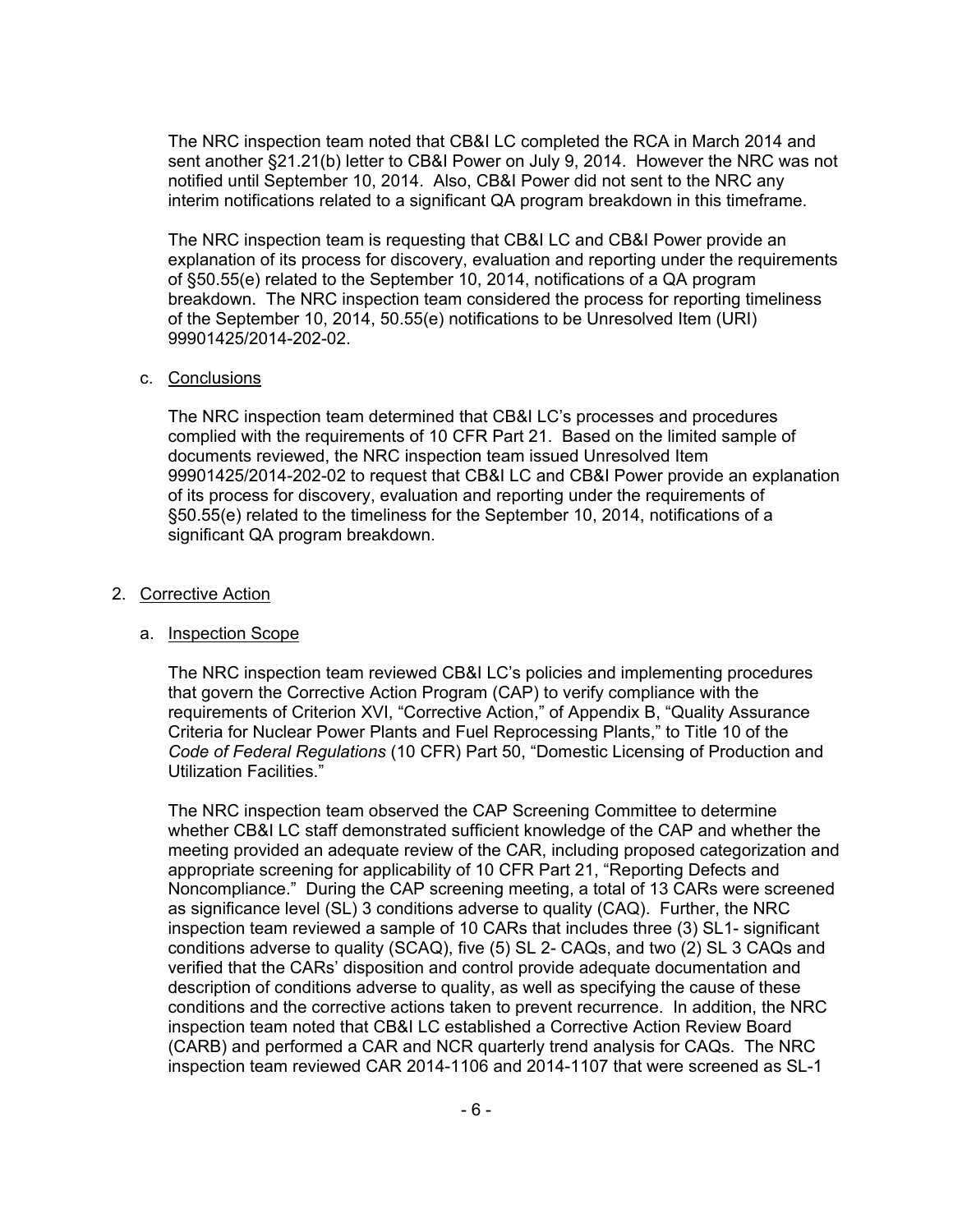The NRC inspection team noted that CB&I LC completed the RCA in March 2014 and sent another §21.21(b) letter to CB&I Power on July 9, 2014. However the NRC was not notified until September 10, 2014. Also, CB&I Power did not sent to the NRC any interim notifications related to a significant QA program breakdown in this timeframe.

The NRC inspection team is requesting that CB&I LC and CB&I Power provide an explanation of its process for discovery, evaluation and reporting under the requirements of §50.55(e) related to the September 10, 2014, notifications of a QA program breakdown. The NRC inspection team considered the process for reporting timeliness of the September 10, 2014, 50.55(e) notifications to be Unresolved Item (URI) 99901425/2014-202-02.

c. Conclusions

The NRC inspection team determined that CB&I LC's processes and procedures complied with the requirements of 10 CFR Part 21. Based on the limited sample of documents reviewed, the NRC inspection team issued Unresolved Item 99901425/2014-202-02 to request that CB&I LC and CB&I Power provide an explanation of its process for discovery, evaluation and reporting under the requirements of §50.55(e) related to the timeliness for the September 10, 2014, notifications of a significant QA program breakdown.

2. Corrective Action

a. Inspection Scope

The NRC inspection team reviewed CB&I LC's policies and implementing procedures that govern the Corrective Action Program (CAP) to verify compliance with the requirements of Criterion XVI, "Corrective Action," of Appendix B, "Quality Assurance Criteria for Nuclear Power Plants and Fuel Reprocessing Plants," to Title 10 of the *Code of Federal Regulations* (10 CFR) Part 50, "Domestic Licensing of Production and Utilization Facilities."

The NRC inspection team observed the CAP Screening Committee to determine whether CB&I LC staff demonstrated sufficient knowledge of the CAP and whether the meeting provided an adequate review of the CAR, including proposed categorization and appropriate screening for applicability of 10 CFR Part 21, "Reporting Defects and Noncompliance." During the CAP screening meeting, a total of 13 CARs were screened as significance level (SL) 3 conditions adverse to quality (CAQ). Further, the NRC inspection team reviewed a sample of 10 CARs that includes three (3) SL1- significant conditions adverse to quality (SCAQ), five (5) SL 2- CAQs, and two (2) SL 3 CAQs and verified that the CARs' disposition and control provide adequate documentation and description of conditions adverse to quality, as well as specifying the cause of these conditions and the corrective actions taken to prevent recurrence. In addition, the NRC inspection team noted that CB&I LC established a Corrective Action Review Board (CARB) and performed a CAR and NCR quarterly trend analysis for CAQs. The NRC inspection team reviewed CAR 2014-1106 and 2014-1107 that were screened as SL-1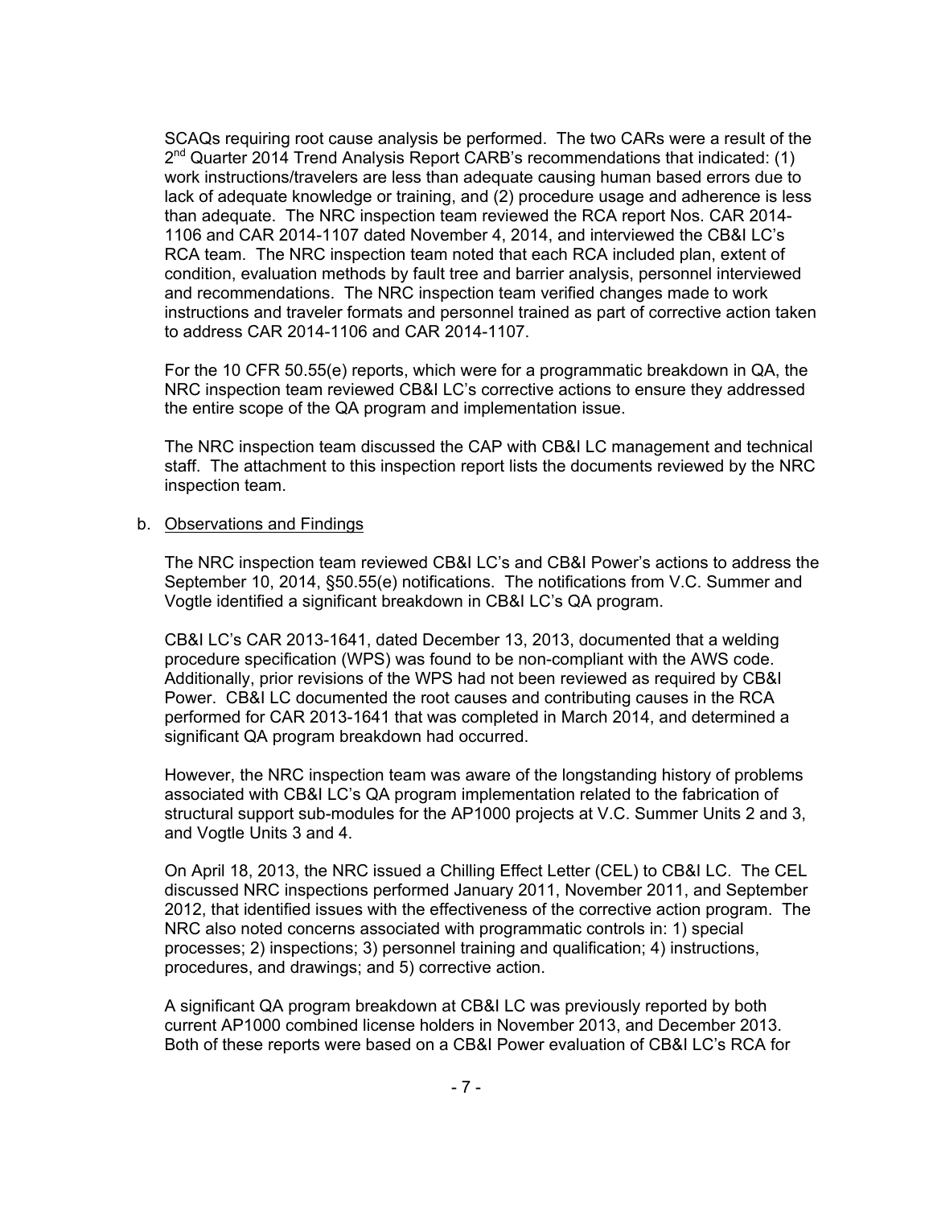SCAQs requiring root cause analysis be performed. The two CARs were a result of the 2nd Quarter 2014 Trend Analysis Report CARB's recommendations that indicated: (1) work instructions/travelers are less than adequate causing human based errors due to lack of adequate knowledge or training, and (2) procedure usage and adherence is less than adequate. The NRC inspection team reviewed the RCA report Nos. CAR 2014-1106 and CAR 2014-1107 dated November 4, 2014, and interviewed the CB&I LC's RCA team. The NRC inspection team noted that each RCA included plan, extent of condition, evaluation methods by fault tree and barrier analysis, personnel interviewed and recommendations. The NRC inspection team verified changes made to work instructions and traveler formats and personnel trained as part of corrective action taken to address CAR 2014-1106 and CAR 2014-1107.

For the 10 CFR 50.55(e) reports, which were for a programmatic breakdown in QA, the NRC inspection team reviewed CB&I LC's corrective actions to ensure they addressed the entire scope of the QA program and implementation issue.

The NRC inspection team discussed the CAP with CB&I LC management and technical staff. The attachment to this inspection report lists the documents reviewed by the NRC inspection team.

b. Observations and Findings

The NRC inspection team reviewed CB&I LC's and CB&I Power's actions to address the September 10, 2014, §50.55(e) notifications. The notifications from V.C. Summer and Vogtle identified a significant breakdown in CB&I LC's QA program.

CB&I LC's CAR 2013-1641, dated December 13, 2013, documented that a welding procedure specification (WPS) was found to be non-compliant with the AWS code. Additionally, prior revisions of the WPS had not been reviewed as required by CB&I Power. CB&I LC documented the root causes and contributing causes in the RCA performed for CAR 2013-1641 that was completed in March 2014, and determined a significant QA program breakdown had occurred.

However, the NRC inspection team was aware of the longstanding history of problems associated with CB&I LC's QA program implementation related to the fabrication of structural support sub-modules for the AP1000 projects at V.C. Summer Units 2 and 3, and Vogtle Units 3 and 4.

On April 18, 2013, the NRC issued a Chilling Effect Letter (CEL) to CB&I LC. The CEL discussed NRC inspections performed January 2011, November 2011, and September 2012, that identified issues with the effectiveness of the corrective action program. The NRC also noted concerns associated with programmatic controls in: 1) special processes; 2) inspections; 3) personnel training and qualification; 4) instructions, procedures, and drawings; and 5) corrective action.

A significant QA program breakdown at CB&I LC was previously reported by both current AP1000 combined license holders in November 2013, and December 2013. Both of these reports were based on a CB&I Power evaluation of CB&I LC's RCA for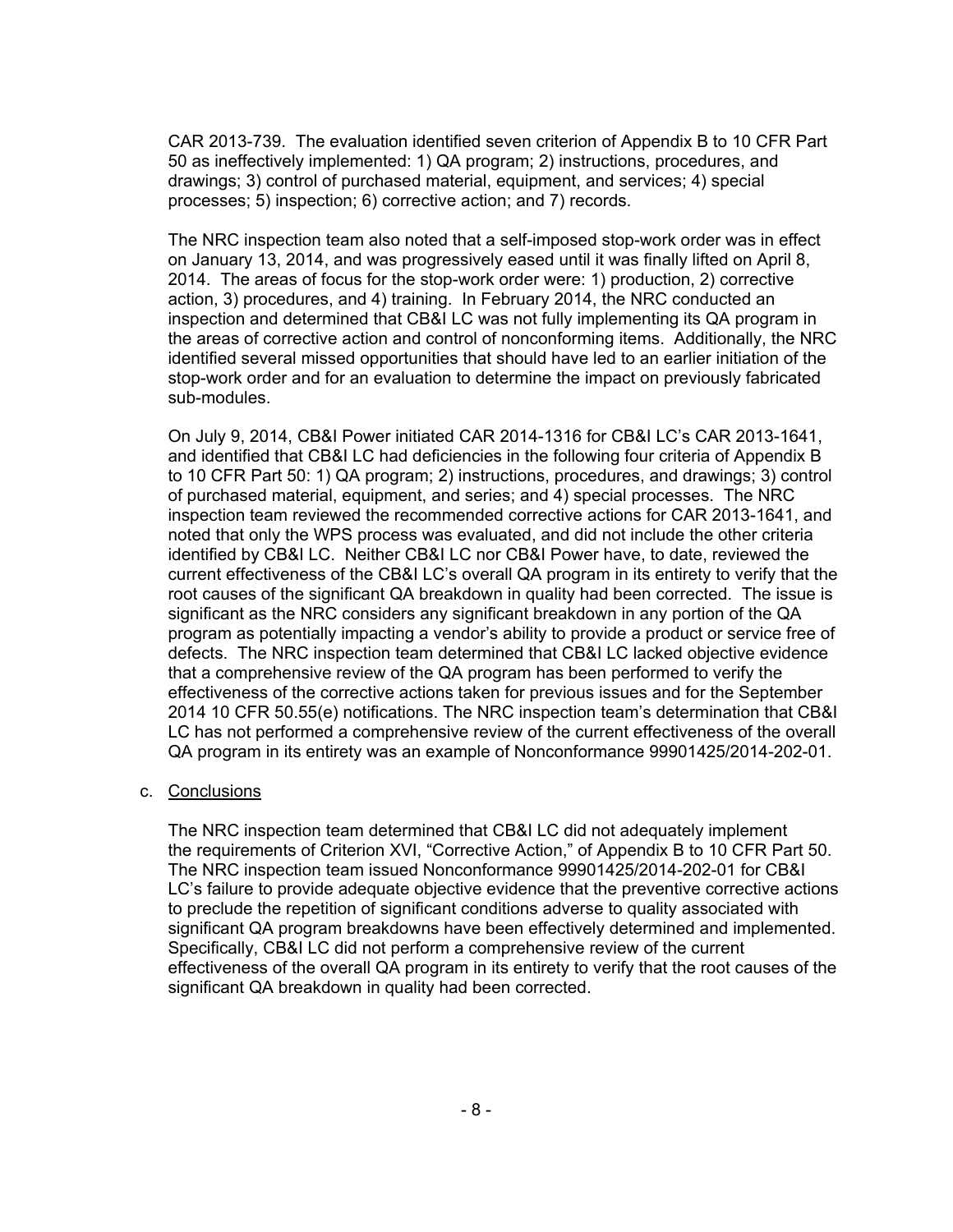CAR 2013-739. The evaluation identified seven criterion of Appendix B to 10 CFR Part 50 as ineffectively implemented: 1) QA program; 2) instructions, procedures, and drawings; 3) control of purchased material, equipment, and services; 4) special processes; 5) inspection; 6) corrective action; and 7) records.

The NRC inspection team also noted that a self-imposed stop-work order was in effect on January 13, 2014, and was progressively eased until it was finally lifted on April 8, 2014. The areas of focus for the stop-work order were: 1) production, 2) corrective action, 3) procedures, and 4) training. In February 2014, the NRC conducted an inspection and determined that CB&I LC was not fully implementing its QA program in the areas of corrective action and control of nonconforming items. Additionally, the NRC identified several missed opportunities that should have led to an earlier initiation of the stop-work order and for an evaluation to determine the impact on previously fabricated sub-modules.

On July 9, 2014, CB&I Power initiated CAR 2014-1316 for CB&I LC's CAR 2013-1641, and identified that CB&I LC had deficiencies in the following four criteria of Appendix B to 10 CFR Part 50: 1) QA program; 2) instructions, procedures, and drawings; 3) control of purchased material, equipment, and series; and 4) special processes. The NRC inspection team reviewed the recommended corrective actions for CAR 2013-1641, and noted that only the WPS process was evaluated, and did not include the other criteria identified by CB&I LC. Neither CB&I LC nor CB&I Power have, to date, reviewed the current effectiveness of the CB&I LC's overall QA program in its entirety to verify that the root causes of the significant QA breakdown in quality had been corrected. The issue is significant as the NRC considers any significant breakdown in any portion of the QA program as potentially impacting a vendor's ability to provide a product or service free of defects. The NRC inspection team determined that CB&I LC lacked objective evidence that a comprehensive review of the QA program has been performed to verify the effectiveness of the corrective actions taken for previous issues and for the September 2014 10 CFR 50.55(e) notifications. The NRC inspection team's determination that CB&I LC has not performed a comprehensive review of the current effectiveness of the overall QA program in its entirety was an example of Nonconformance 99901425/2014-202-01.

c. Conclusions

The NRC inspection team determined that CB&I LC did not adequately implement the requirements of Criterion XVI, "Corrective Action," of Appendix B to 10 CFR Part 50. The NRC inspection team issued Nonconformance 99901425/2014-202-01 for CB&I LC's failure to provide adequate objective evidence that the preventive corrective actions to preclude the repetition of significant conditions adverse to quality associated with significant QA program breakdowns have been effectively determined and implemented. Specifically, CB&I LC did not perform a comprehensive review of the current effectiveness of the overall QA program in its entirety to verify that the root causes of the significant QA breakdown in quality had been corrected.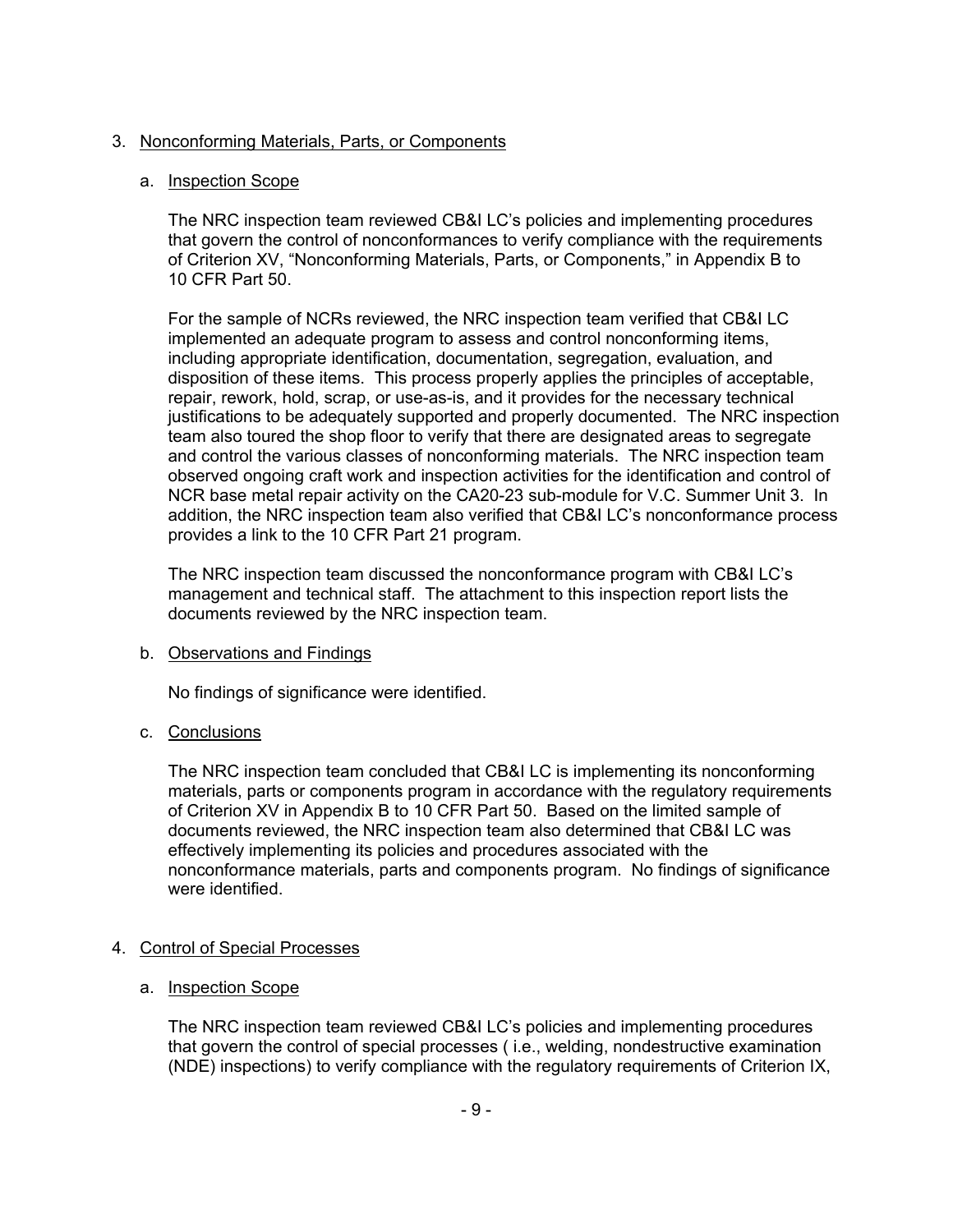3. Nonconforming Materials, Parts, or Components

   a. Inspection Scope

      The NRC inspection team reviewed CB&I LC's policies and implementing procedures that govern the control of nonconformances to verify compliance with the requirements of Criterion XV, "Nonconforming Materials, Parts, or Components," in Appendix B to 10 CFR Part 50.

      For the sample of NCRs reviewed, the NRC inspection team verified that CB&I LC implemented an adequate program to assess and control nonconforming items, including appropriate identification, documentation, segregation, evaluation, and disposition of these items. This process properly applies the principles of acceptable, repair, rework, hold, scrap, or use-as-is, and it provides for the necessary technical justifications to be adequately supported and properly documented. The NRC inspection team also toured the shop floor to verify that there are designated areas to segregate and control the various classes of nonconforming materials. The NRC inspection team observed ongoing craft work and inspection activities for the identification and control of NCR base metal repair activity on the CA20-23 sub-module for V.C. Summer Unit 3. In addition, the NRC inspection team also verified that CB&I LC's nonconformance process provides a link to the 10 CFR Part 21 program.

      The NRC inspection team discussed the nonconformance program with CB&I LC's management and technical staff. The attachment to this inspection report lists the documents reviewed by the NRC inspection team.

   b. Observations and Findings

      No findings of significance were identified.

   c. Conclusions

      The NRC inspection team concluded that CB&I LC is implementing its nonconforming materials, parts or components program in accordance with the regulatory requirements of Criterion XV in Appendix B to 10 CFR Part 50. Based on the limited sample of documents reviewed, the NRC inspection team also determined that CB&I LC was effectively implementing its policies and procedures associated with the nonconformance materials, parts and components program. No findings of significance were identified.

4. Control of Special Processes

   a. Inspection Scope

      The NRC inspection team reviewed CB&I LC's policies and implementing procedures that govern the control of special processes ( i.e., welding, nondestructive examination (NDE) inspections) to verify compliance with the regulatory requirements of Criterion IX,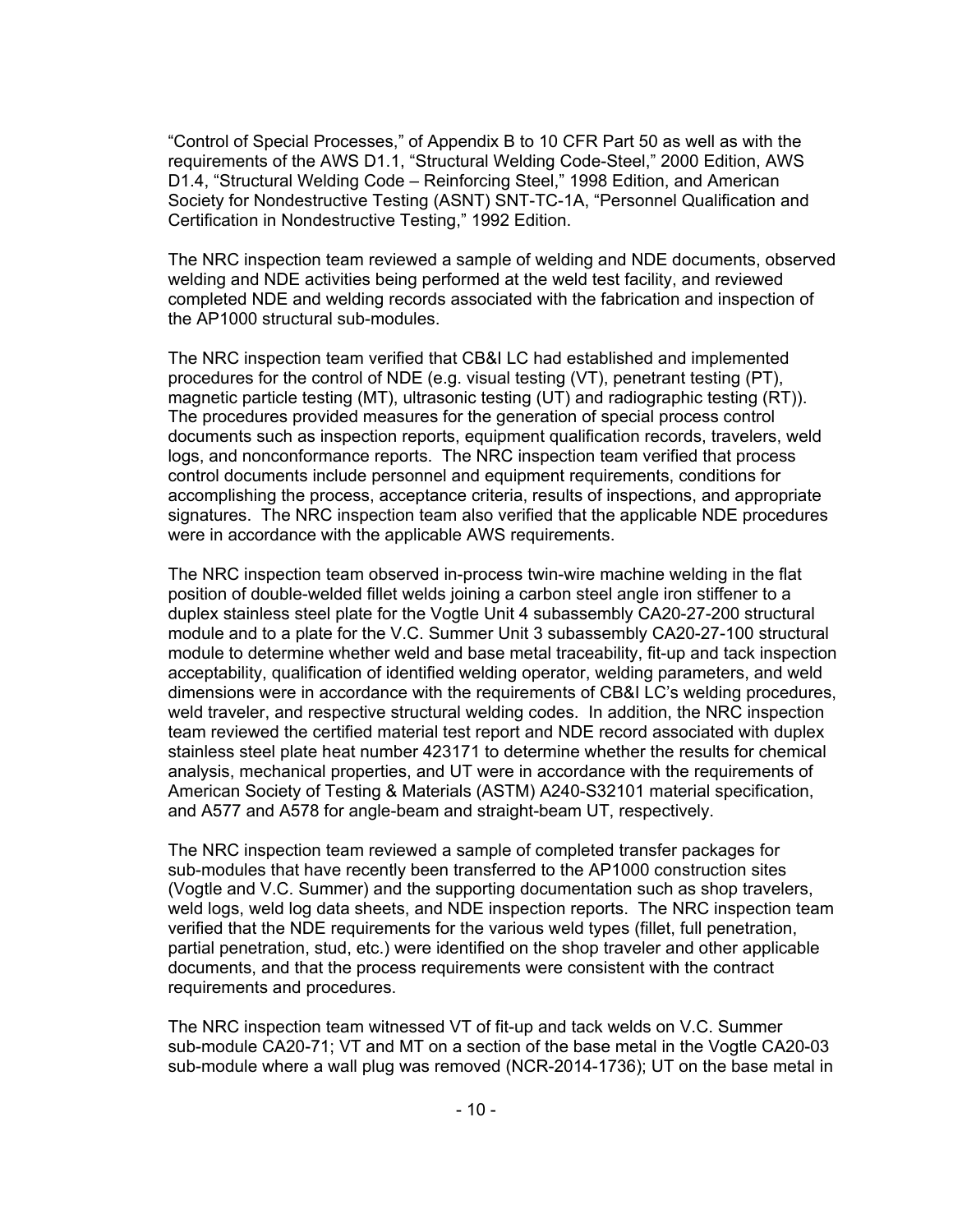"Control of Special Processes," of Appendix B to 10 CFR Part 50 as well as with the requirements of the AWS D1.1, "Structural Welding Code-Steel," 2000 Edition, AWS D1.4, "Structural Welding Code – Reinforcing Steel," 1998 Edition, and American Society for Nondestructive Testing (ASNT) SNT-TC-1A, "Personnel Qualification and Certification in Nondestructive Testing," 1992 Edition.

The NRC inspection team reviewed a sample of welding and NDE documents, observed welding and NDE activities being performed at the weld test facility, and reviewed completed NDE and welding records associated with the fabrication and inspection of the AP1000 structural sub-modules.

The NRC inspection team verified that CB&I LC had established and implemented procedures for the control of NDE (e.g. visual testing (VT), penetrant testing (PT), magnetic particle testing (MT), ultrasonic testing (UT) and radiographic testing (RT)). The procedures provided measures for the generation of special process control documents such as inspection reports, equipment qualification records, travelers, weld logs, and nonconformance reports. The NRC inspection team verified that process control documents include personnel and equipment requirements, conditions for accomplishing the process, acceptance criteria, results of inspections, and appropriate signatures. The NRC inspection team also verified that the applicable NDE procedures were in accordance with the applicable AWS requirements.

The NRC inspection team observed in-process twin-wire machine welding in the flat position of double-welded fillet welds joining a carbon steel angle iron stiffener to a duplex stainless steel plate for the Vogtle Unit 4 subassembly CA20-27-200 structural module and to a plate for the V.C. Summer Unit 3 subassembly CA20-27-100 structural module to determine whether weld and base metal traceability, fit-up and tack inspection acceptability, qualification of identified welding operator, welding parameters, and weld dimensions were in accordance with the requirements of CB&I LC's welding procedures, weld traveler, and respective structural welding codes. In addition, the NRC inspection team reviewed the certified material test report and NDE record associated with duplex stainless steel plate heat number 423171 to determine whether the results for chemical analysis, mechanical properties, and UT were in accordance with the requirements of American Society of Testing & Materials (ASTM) A240-S32101 material specification, and A577 and A578 for angle-beam and straight-beam UT, respectively.

The NRC inspection team reviewed a sample of completed transfer packages for sub-modules that have recently been transferred to the AP1000 construction sites (Vogtle and V.C. Summer) and the supporting documentation such as shop travelers, weld logs, weld log data sheets, and NDE inspection reports. The NRC inspection team verified that the NDE requirements for the various weld types (fillet, full penetration, partial penetration, stud, etc.) were identified on the shop traveler and other applicable documents, and that the process requirements were consistent with the contract requirements and procedures.

The NRC inspection team witnessed VT of fit-up and tack welds on V.C. Summer sub-module CA20-71; VT and MT on a section of the base metal in the Vogtle CA20-03 sub-module where a wall plug was removed (NCR-2014-1736); UT on the base metal in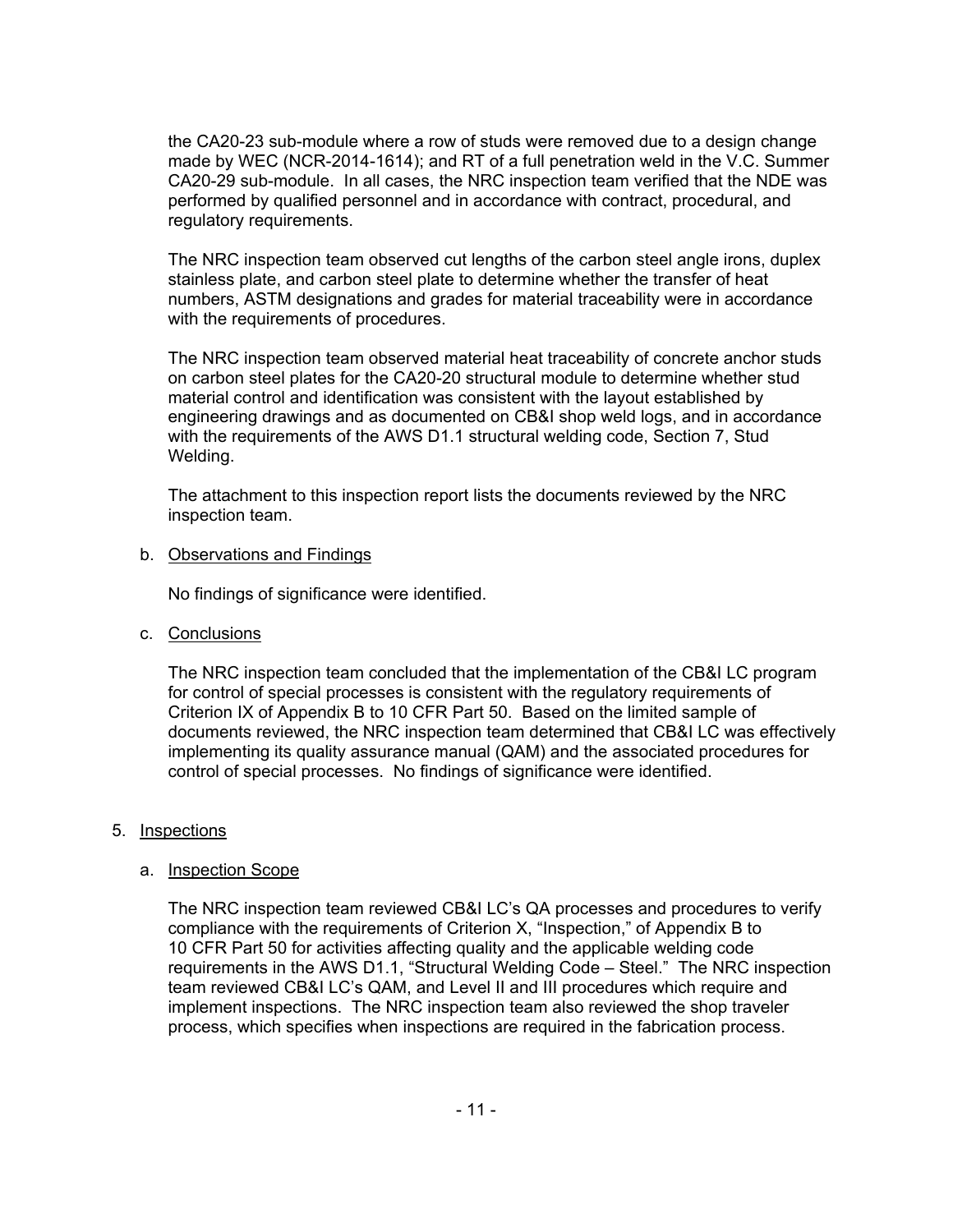the CA20-23 sub-module where a row of studs were removed due to a design change made by WEC (NCR-2014-1614); and RT of a full penetration weld in the V.C. Summer CA20-29 sub-module. In all cases, the NRC inspection team verified that the NDE was performed by qualified personnel and in accordance with contract, procedural, and regulatory requirements.

The NRC inspection team observed cut lengths of the carbon steel angle irons, duplex stainless plate, and carbon steel plate to determine whether the transfer of heat numbers, ASTM designations and grades for material traceability were in accordance with the requirements of procedures.

The NRC inspection team observed material heat traceability of concrete anchor studs on carbon steel plates for the CA20-20 structural module to determine whether stud material control and identification was consistent with the layout established by engineering drawings and as documented on CB&I shop weld logs, and in accordance with the requirements of the AWS D1.1 structural welding code, Section 7, Stud Welding.

The attachment to this inspection report lists the documents reviewed by the NRC inspection team.

b. Observations and Findings

No findings of significance were identified.

c. Conclusions

The NRC inspection team concluded that the implementation of the CB&I LC program for control of special processes is consistent with the regulatory requirements of Criterion IX of Appendix B to 10 CFR Part 50. Based on the limited sample of documents reviewed, the NRC inspection team determined that CB&I LC was effectively implementing its quality assurance manual (QAM) and the associated procedures for control of special processes. No findings of significance were identified.

5. Inspections

a. Inspection Scope

The NRC inspection team reviewed CB&I LC's QA processes and procedures to verify compliance with the requirements of Criterion X, "Inspection," of Appendix B to 10 CFR Part 50 for activities affecting quality and the applicable welding code requirements in the AWS D1.1, "Structural Welding Code – Steel." The NRC inspection team reviewed CB&I LC's QAM, and Level II and III procedures which require and implement inspections. The NRC inspection team also reviewed the shop traveler process, which specifies when inspections are required in the fabrication process.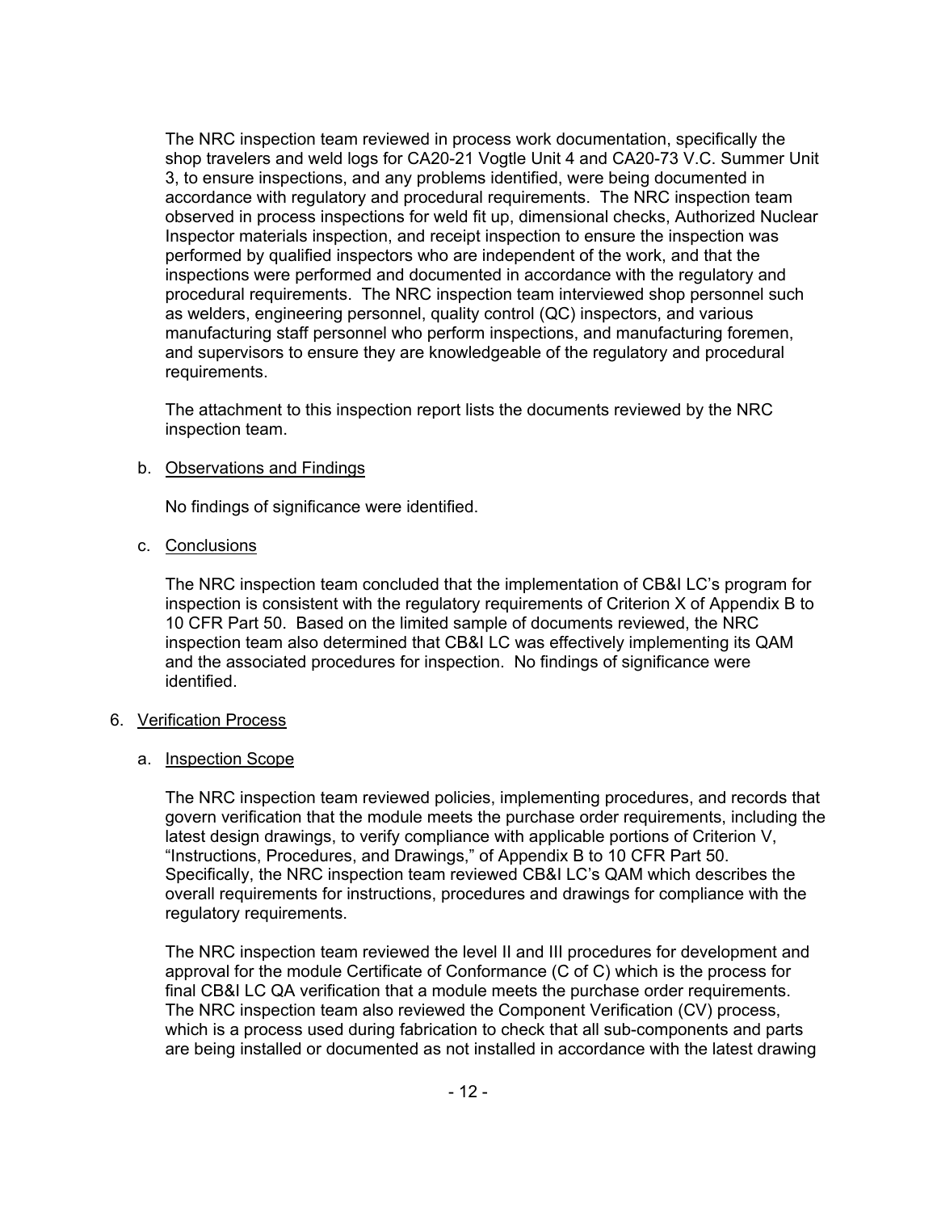The NRC inspection team reviewed in process work documentation, specifically the shop travelers and weld logs for CA20-21 Vogtle Unit 4 and CA20-73 V.C. Summer Unit 3, to ensure inspections, and any problems identified, were being documented in accordance with regulatory and procedural requirements. The NRC inspection team observed in process inspections for weld fit up, dimensional checks, Authorized Nuclear Inspector materials inspection, and receipt inspection to ensure the inspection was performed by qualified inspectors who are independent of the work, and that the inspections were performed and documented in accordance with the regulatory and procedural requirements. The NRC inspection team interviewed shop personnel such as welders, engineering personnel, quality control (QC) inspectors, and various manufacturing staff personnel who perform inspections, and manufacturing foremen, and supervisors to ensure they are knowledgeable of the regulatory and procedural requirements.

The attachment to this inspection report lists the documents reviewed by the NRC inspection team.

b. Observations and Findings

No findings of significance were identified.

c. Conclusions

The NRC inspection team concluded that the implementation of CB&I LC's program for inspection is consistent with the regulatory requirements of Criterion X of Appendix B to 10 CFR Part 50. Based on the limited sample of documents reviewed, the NRC inspection team also determined that CB&I LC was effectively implementing its QAM and the associated procedures for inspection. No findings of significance were identified.

6. Verification Process

a. Inspection Scope

The NRC inspection team reviewed policies, implementing procedures, and records that govern verification that the module meets the purchase order requirements, including the latest design drawings, to verify compliance with applicable portions of Criterion V, "Instructions, Procedures, and Drawings," of Appendix B to 10 CFR Part 50. Specifically, the NRC inspection team reviewed CB&I LC's QAM which describes the overall requirements for instructions, procedures and drawings for compliance with the regulatory requirements.

The NRC inspection team reviewed the level II and III procedures for development and approval for the module Certificate of Conformance (C of C) which is the process for final CB&I LC QA verification that a module meets the purchase order requirements. The NRC inspection team also reviewed the Component Verification (CV) process, which is a process used during fabrication to check that all sub-components and parts are being installed or documented as not installed in accordance with the latest drawing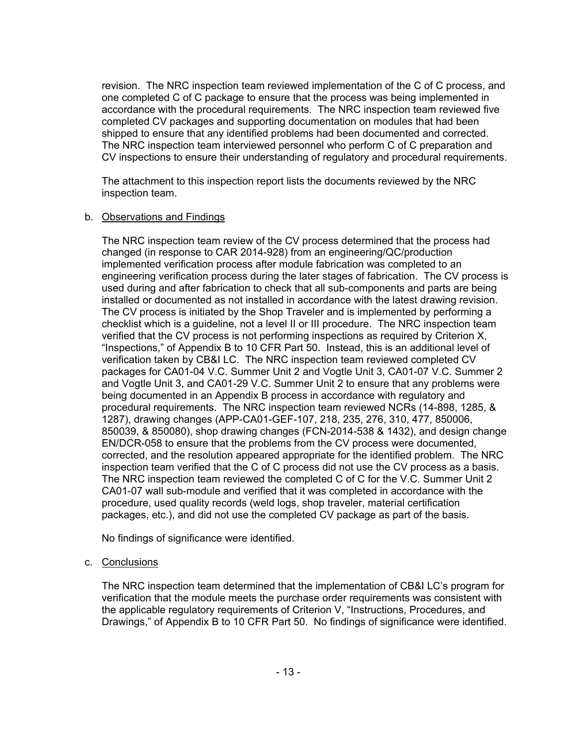revision. The NRC inspection team reviewed implementation of the C of C process, and one completed C of C package to ensure that the process was being implemented in accordance with the procedural requirements. The NRC inspection team reviewed five completed CV packages and supporting documentation on modules that had been shipped to ensure that any identified problems had been documented and corrected. The NRC inspection team interviewed personnel who perform C of C preparation and CV inspections to ensure their understanding of regulatory and procedural requirements.

The attachment to this inspection report lists the documents reviewed by the NRC inspection team.

b. Observations and Findings

The NRC inspection team review of the CV process determined that the process had changed (in response to CAR 2014-928) from an engineering/QC/production implemented verification process after module fabrication was completed to an engineering verification process during the later stages of fabrication. The CV process is used during and after fabrication to check that all sub-components and parts are being installed or documented as not installed in accordance with the latest drawing revision. The CV process is initiated by the Shop Traveler and is implemented by performing a checklist which is a guideline, not a level II or III procedure. The NRC inspection team verified that the CV process is not performing inspections as required by Criterion X, "Inspections," of Appendix B to 10 CFR Part 50. Instead, this is an additional level of verification taken by CB&I LC. The NRC inspection team reviewed completed CV packages for CA01-04 V.C. Summer Unit 2 and Vogtle Unit 3, CA01-07 V.C. Summer 2 and Vogtle Unit 3, and CA01-29 V.C. Summer Unit 2 to ensure that any problems were being documented in an Appendix B process in accordance with regulatory and procedural requirements. The NRC inspection team reviewed NCRs (14-898, 1285, & 1287), drawing changes (APP-CA01-GEF-107, 218, 235, 276, 310, 477, 850006, 850039, & 850080), shop drawing changes (FCN-2014-538 & 1432), and design change EN/DCR-058 to ensure that the problems from the CV process were documented, corrected, and the resolution appeared appropriate for the identified problem. The NRC inspection team verified that the C of C process did not use the CV process as a basis. The NRC inspection team reviewed the completed C of C for the V.C. Summer Unit 2 CA01-07 wall sub-module and verified that it was completed in accordance with the procedure, used quality records (weld logs, shop traveler, material certification packages, etc.), and did not use the completed CV package as part of the basis.

No findings of significance were identified.

c. Conclusions

The NRC inspection team determined that the implementation of CB&I LC's program for verification that the module meets the purchase order requirements was consistent with the applicable regulatory requirements of Criterion V, "Instructions, Procedures, and Drawings," of Appendix B to 10 CFR Part 50. No findings of significance were identified.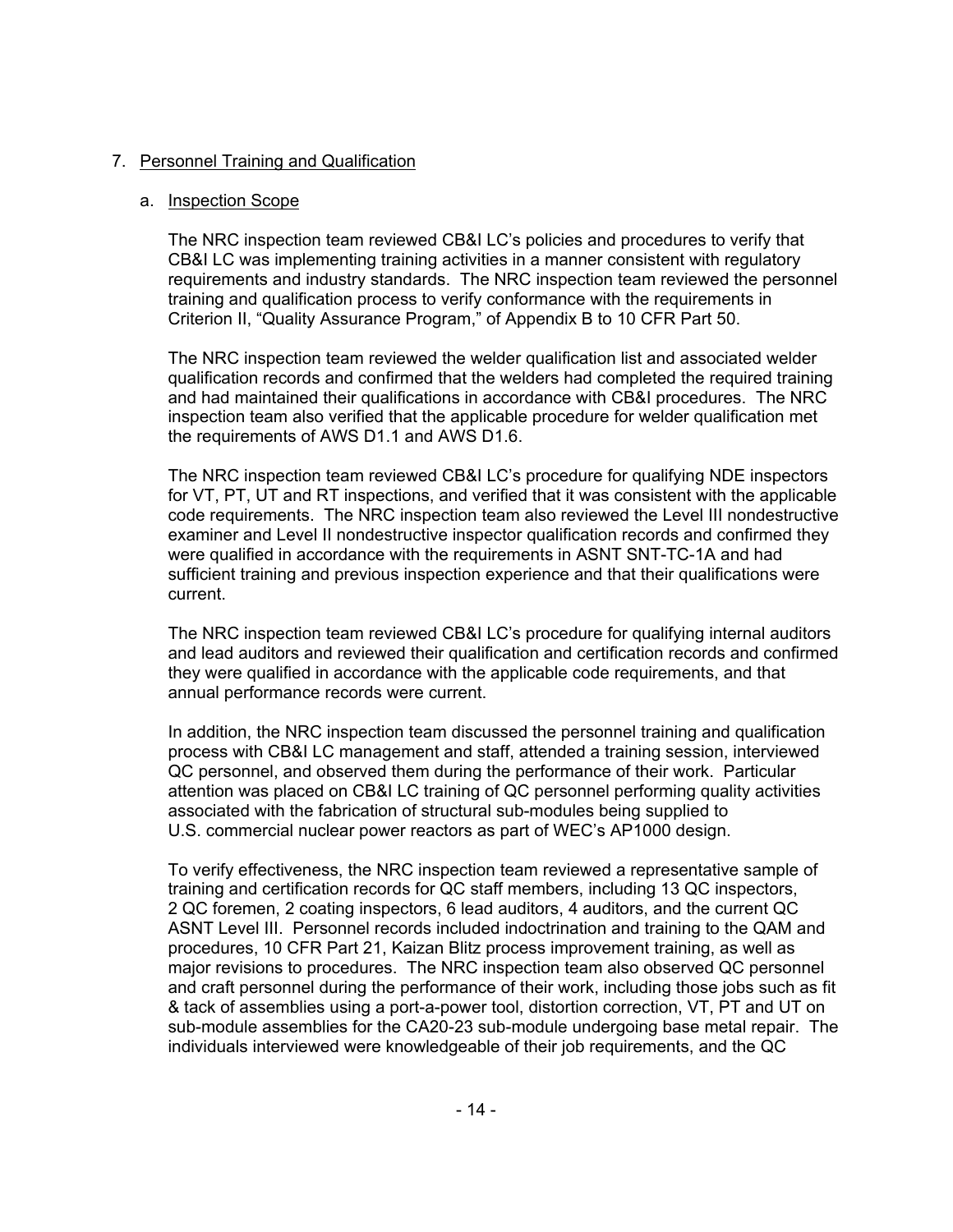7. Personnel Training and Qualification

   a. Inspection Scope

   The NRC inspection team reviewed CB&I LC's policies and procedures to verify that CB&I LC was implementing training activities in a manner consistent with regulatory requirements and industry standards. The NRC inspection team reviewed the personnel training and qualification process to verify conformance with the requirements in Criterion II, "Quality Assurance Program," of Appendix B to 10 CFR Part 50.

   The NRC inspection team reviewed the welder qualification list and associated welder qualification records and confirmed that the welders had completed the required training and had maintained their qualifications in accordance with CB&I procedures. The NRC inspection team also verified that the applicable procedure for welder qualification met the requirements of AWS D1.1 and AWS D1.6.

   The NRC inspection team reviewed CB&I LC's procedure for qualifying NDE inspectors for VT, PT, UT and RT inspections, and verified that it was consistent with the applicable code requirements. The NRC inspection team also reviewed the Level III nondestructive examiner and Level II nondestructive inspector qualification records and confirmed they were qualified in accordance with the requirements in ASNT SNT-TC-1A and had sufficient training and previous inspection experience and that their qualifications were current.

   The NRC inspection team reviewed CB&I LC's procedure for qualifying internal auditors and lead auditors and reviewed their qualification and certification records and confirmed they were qualified in accordance with the applicable code requirements, and that annual performance records were current.

   In addition, the NRC inspection team discussed the personnel training and qualification process with CB&I LC management and staff, attended a training session, interviewed QC personnel, and observed them during the performance of their work. Particular attention was placed on CB&I LC training of QC personnel performing quality activities associated with the fabrication of structural sub-modules being supplied to U.S. commercial nuclear power reactors as part of WEC's AP1000 design.

   To verify effectiveness, the NRC inspection team reviewed a representative sample of training and certification records for QC staff members, including 13 QC inspectors, 2 QC foremen, 2 coating inspectors, 6 lead auditors, 4 auditors, and the current QC ASNT Level III. Personnel records included indoctrination and training to the QAM and procedures, 10 CFR Part 21, Kaizan Blitz process improvement training, as well as major revisions to procedures. The NRC inspection team also observed QC personnel and craft personnel during the performance of their work, including those jobs such as fit & tack of assemblies using a port-a-power tool, distortion correction, VT, PT and UT on sub-module assemblies for the CA20-23 sub-module undergoing base metal repair. The individuals interviewed were knowledgeable of their job requirements, and the QC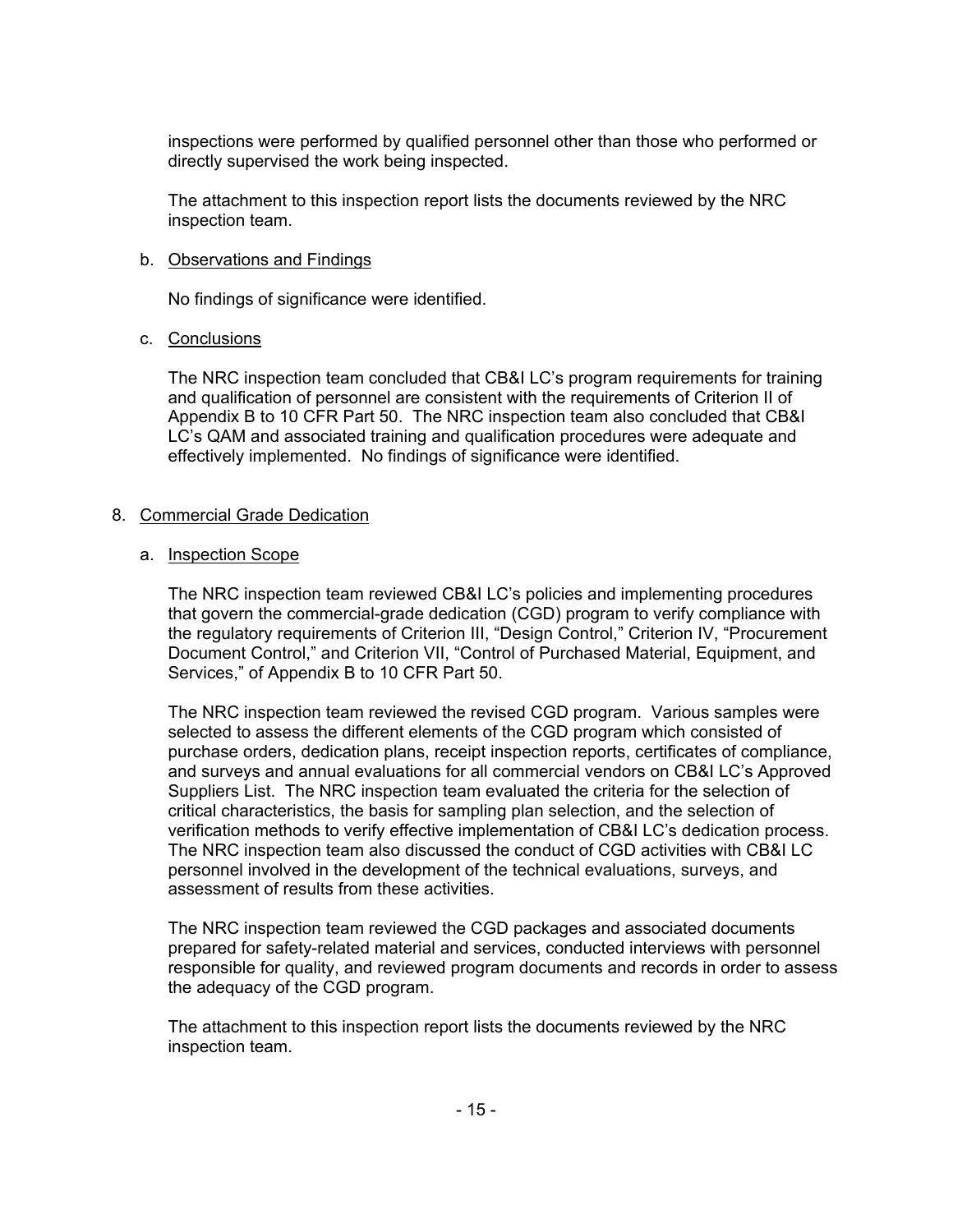inspections were performed by qualified personnel other than those who performed or directly supervised the work being inspected.

The attachment to this inspection report lists the documents reviewed by the NRC inspection team.

b. Observations and Findings

No findings of significance were identified.

c. Conclusions

The NRC inspection team concluded that CB&I LC's program requirements for training and qualification of personnel are consistent with the requirements of Criterion II of Appendix B to 10 CFR Part 50. The NRC inspection team also concluded that CB&I LC's QAM and associated training and qualification procedures were adequate and effectively implemented. No findings of significance were identified.

## 8. Commercial Grade Dedication

a. Inspection Scope

The NRC inspection team reviewed CB&I LC's policies and implementing procedures that govern the commercial-grade dedication (CGD) program to verify compliance with the regulatory requirements of Criterion III, "Design Control," Criterion IV, "Procurement Document Control," and Criterion VII, "Control of Purchased Material, Equipment, and Services," of Appendix B to 10 CFR Part 50.

The NRC inspection team reviewed the revised CGD program. Various samples were selected to assess the different elements of the CGD program which consisted of purchase orders, dedication plans, receipt inspection reports, certificates of compliance, and surveys and annual evaluations for all commercial vendors on CB&I LC's Approved Suppliers List. The NRC inspection team evaluated the criteria for the selection of critical characteristics, the basis for sampling plan selection, and the selection of verification methods to verify effective implementation of CB&I LC's dedication process. The NRC inspection team also discussed the conduct of CGD activities with CB&I LC personnel involved in the development of the technical evaluations, surveys, and assessment of results from these activities.

The NRC inspection team reviewed the CGD packages and associated documents prepared for safety-related material and services, conducted interviews with personnel responsible for quality, and reviewed program documents and records in order to assess the adequacy of the CGD program.

The attachment to this inspection report lists the documents reviewed by the NRC inspection team.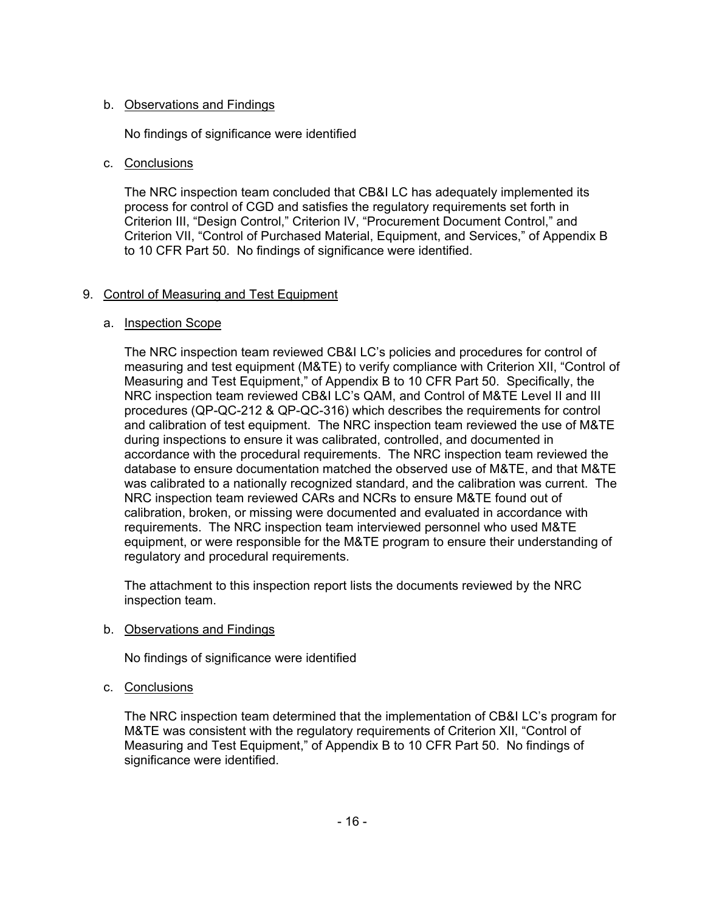b. Observations and Findings

No findings of significance were identified

c. Conclusions

The NRC inspection team concluded that CB&I LC has adequately implemented its process for control of CGD and satisfies the regulatory requirements set forth in Criterion III, "Design Control," Criterion IV, "Procurement Document Control," and Criterion VII, "Control of Purchased Material, Equipment, and Services," of Appendix B to 10 CFR Part 50. No findings of significance were identified.

9. Control of Measuring and Test Equipment

a. Inspection Scope

The NRC inspection team reviewed CB&I LC's policies and procedures for control of measuring and test equipment (M&TE) to verify compliance with Criterion XII, "Control of Measuring and Test Equipment," of Appendix B to 10 CFR Part 50. Specifically, the NRC inspection team reviewed CB&I LC's QAM, and Control of M&TE Level II and III procedures (QP-QC-212 & QP-QC-316) which describes the requirements for control and calibration of test equipment. The NRC inspection team reviewed the use of M&TE during inspections to ensure it was calibrated, controlled, and documented in accordance with the procedural requirements. The NRC inspection team reviewed the database to ensure documentation matched the observed use of M&TE, and that M&TE was calibrated to a nationally recognized standard, and the calibration was current. The NRC inspection team reviewed CARs and NCRs to ensure M&TE found out of calibration, broken, or missing were documented and evaluated in accordance with requirements. The NRC inspection team interviewed personnel who used M&TE equipment, or were responsible for the M&TE program to ensure their understanding of regulatory and procedural requirements.

The attachment to this inspection report lists the documents reviewed by the NRC inspection team.

b. Observations and Findings

No findings of significance were identified

c. Conclusions

The NRC inspection team determined that the implementation of CB&I LC's program for M&TE was consistent with the regulatory requirements of Criterion XII, "Control of Measuring and Test Equipment," of Appendix B to 10 CFR Part 50. No findings of significance were identified.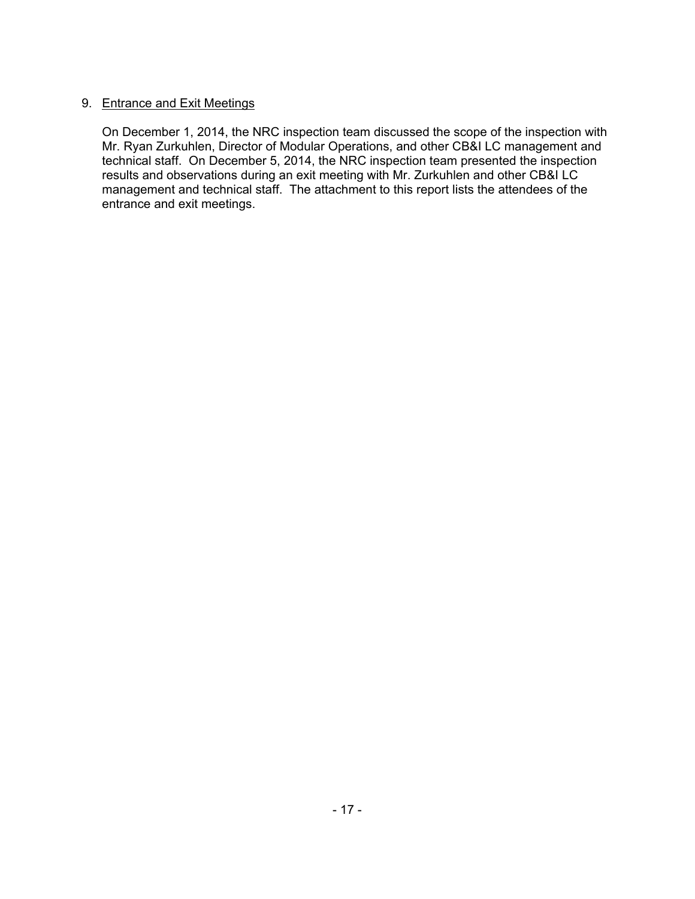## 9. Entrance and Exit Meetings

On December 1, 2014, the NRC inspection team discussed the scope of the inspection with Mr. Ryan Zurkuhlen, Director of Modular Operations, and other CB&I LC management and technical staff. On December 5, 2014, the NRC inspection team presented the inspection results and observations during an exit meeting with Mr. Zurkuhlen and other CB&I LC management and technical staff. The attachment to this report lists the attendees of the entrance and exit meetings.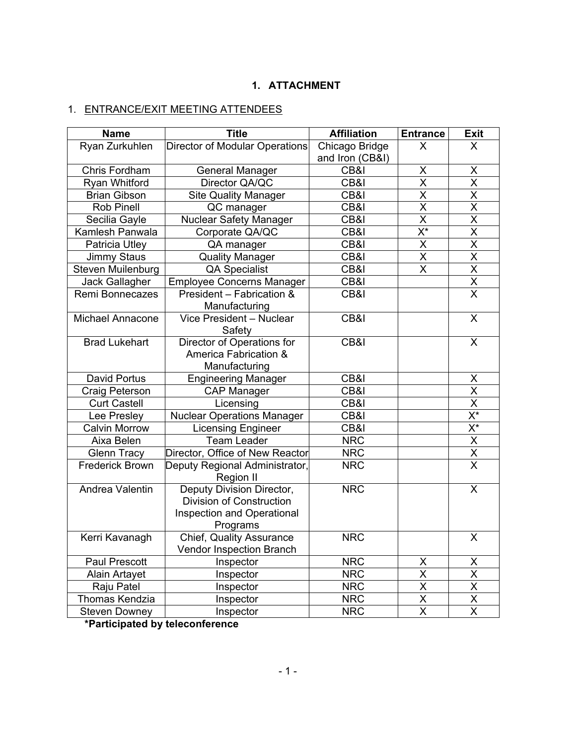# 1. ATTACHMENT

## 1. ENTRANCE/EXIT MEETING ATTENDEES

| Name | Title | Affiliation | Entrance | Exit |
|---|---|---|---|---|
| Ryan Zurkuhlen | Director of Modular Operations | Chicago Bridge and Iron (CB&I) | X | X |
| Chris Fordham | General Manager | CB&I | X | X |
| Ryan Whitford | Director QA/QC | CB&I | X | X |
| Brian Gibson | Site Quality Manager | CB&I | X | X |
| Rob Pinell | QC manager | CB&I | X | X |
| Secilia Gayle | Nuclear Safety Manager | CB&I | X | X |
| Kamlesh Panwala | Corporate QA/QC | CB&I | X* | X |
| Patricia Utley | QA manager | CB&I | X | X |
| Jimmy Staus | Quality Manager | CB&I | X | X |
| Steven Muilenburg | QA Specialist | CB&I | X | X |
| Jack Gallagher | Employee Concerns Manager | CB&I | | X |
| Remi Bonnecazes | President – Fabrication & Manufacturing | CB&I | | X |
| Michael Annacone | Vice President – Nuclear Safety | CB&I | | X |
| Brad Lukehart | Director of Operations for America Fabrication & Manufacturing | CB&I | | X |
| David Portus | Engineering Manager | CB&I | | X |
| Craig Peterson | CAP Manager | CB&I | | X |
| Curt Castell | Licensing | CB&I | | X |
| Lee Presley | Nuclear Operations Manager | CB&I | | X* |
| Calvin Morrow | Licensing Engineer | CB&I | | X* |
| Aixa Belen | Team Leader | NRC | | X |
| Glenn Tracy | Director, Office of New Reactor | NRC | | X |
| Frederick Brown | Deputy Regional Administrator, Region II | NRC | | X |
| Andrea Valentin | Deputy Division Director, Division of Construction Inspection and Operational Programs | NRC | | X |
| Kerri Kavanagh | Chief, Quality Assurance Vendor Inspection Branch | NRC | | X |
| Paul Prescott | Inspector | NRC | X | X |
| Alain Artayet | Inspector | NRC | X | X |
| Raju Patel | Inspector | NRC | X | X |
| Thomas Kendzia | Inspector | NRC | X | X |
| Steven Downey | Inspector | NRC | X | X |

**\*Participated by teleconference**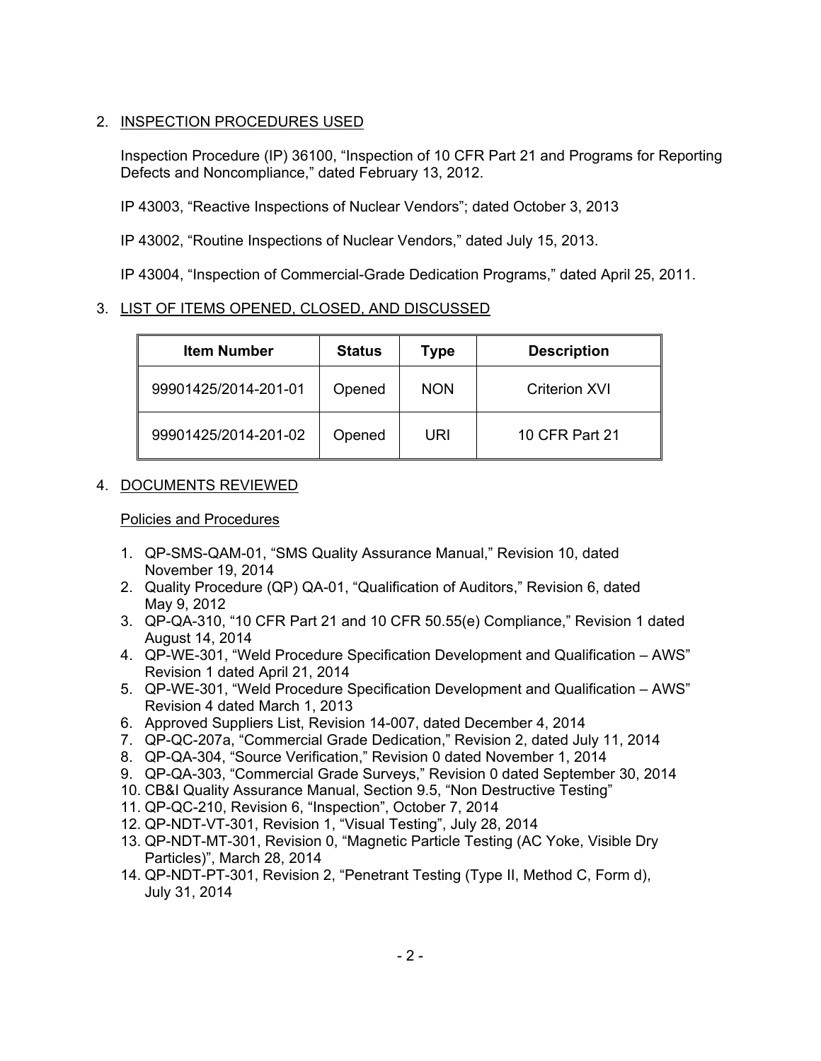## 2. INSPECTION PROCEDURES USED

Inspection Procedure (IP) 36100, “Inspection of 10 CFR Part 21 and Programs for Reporting Defects and Noncompliance,” dated February 13, 2012.

IP 43003, “Reactive Inspections of Nuclear Vendors”; dated October 3, 2013

IP 43002, “Routine Inspections of Nuclear Vendors,” dated July 15, 2013.

IP 43004, “Inspection of Commercial-Grade Dedication Programs,” dated April 25, 2011.

## 3. LIST OF ITEMS OPENED, CLOSED, AND DISCUSSED

| Item Number | Status | Type | Description |
|---|---|---|---|
| 99901425/2014-201-01 | Opened | NON | Criterion XVI |
| 99901425/2014-201-02 | Opened | URI | 10 CFR Part 21 |

## 4. DOCUMENTS REVIEWED

Policies and Procedures

1. QP-SMS-QAM-01, “SMS Quality Assurance Manual,” Revision 10, dated November 19, 2014
2. Quality Procedure (QP) QA-01, “Qualification of Auditors,” Revision 6, dated May 9, 2012
3. QP-QA-310, “10 CFR Part 21 and 10 CFR 50.55(e) Compliance,” Revision 1 dated August 14, 2014
4. QP-WE-301, “Weld Procedure Specification Development and Qualification – AWS” Revision 1 dated April 21, 2014
5. QP-WE-301, “Weld Procedure Specification Development and Qualification – AWS” Revision 4 dated March 1, 2013
6. Approved Suppliers List, Revision 14-007, dated December 4, 2014
7. QP-QC-207a, “Commercial Grade Dedication,” Revision 2, dated July 11, 2014
8. QP-QA-304, “Source Verification,” Revision 0 dated November 1, 2014
9. QP-QA-303, “Commercial Grade Surveys,” Revision 0 dated September 30, 2014
10. CB&I Quality Assurance Manual, Section 9.5, “Non Destructive Testing”
11. QP-QC-210, Revision 6, “Inspection”, October 7, 2014
12. QP-NDT-VT-301, Revision 1, “Visual Testing”, July 28, 2014
13. QP-NDT-MT-301, Revision 0, “Magnetic Particle Testing (AC Yoke, Visible Dry Particles)”, March 28, 2014
14. QP-NDT-PT-301, Revision 2, “Penetrant Testing (Type II, Method C, Form d), July 31, 2014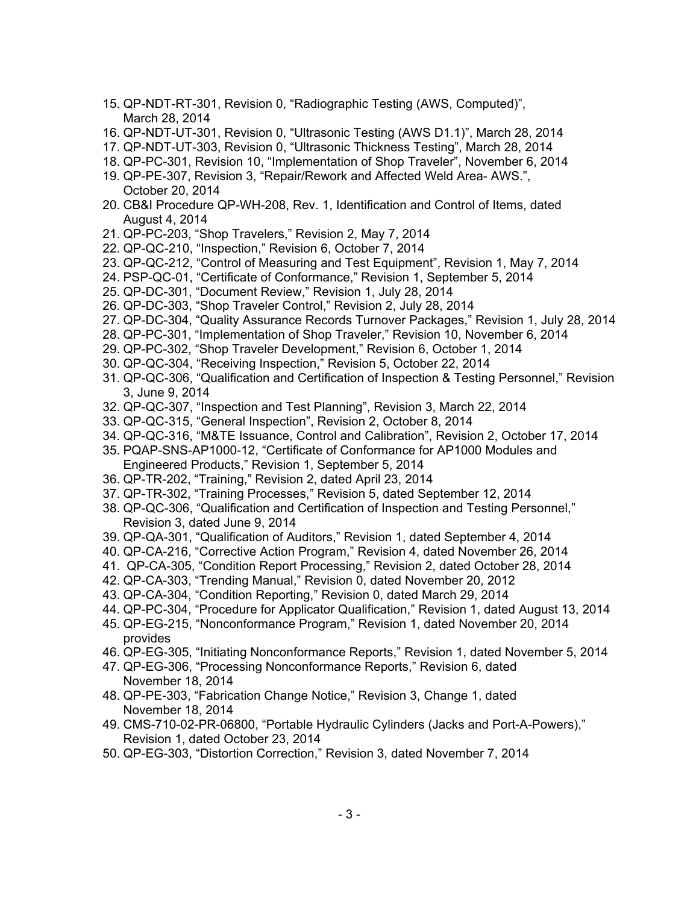15. QP-NDT-RT-301, Revision 0, "Radiographic Testing (AWS, Computed)", March 28, 2014
16. QP-NDT-UT-301, Revision 0, "Ultrasonic Testing (AWS D1.1)", March 28, 2014
17. QP-NDT-UT-303, Revision 0, "Ultrasonic Thickness Testing", March 28, 2014
18. QP-PC-301, Revision 10, "Implementation of Shop Traveler", November 6, 2014
19. QP-PE-307, Revision 3, "Repair/Rework and Affected Weld Area- AWS.", October 20, 2014
20. CB&I Procedure QP-WH-208, Rev. 1, Identification and Control of Items, dated August 4, 2014
21. QP-PC-203, "Shop Travelers," Revision 2, May 7, 2014
22. QP-QC-210, "Inspection," Revision 6, October 7, 2014
23. QP-QC-212, "Control of Measuring and Test Equipment", Revision 1, May 7, 2014
24. PSP-QC-01, "Certificate of Conformance," Revision 1, September 5, 2014
25. QP-DC-301, "Document Review," Revision 1, July 28, 2014
26. QP-DC-303, "Shop Traveler Control," Revision 2, July 28, 2014
27. QP-DC-304, "Quality Assurance Records Turnover Packages," Revision 1, July 28, 2014
28. QP-PC-301, "Implementation of Shop Traveler," Revision 10, November 6, 2014
29. QP-PC-302, "Shop Traveler Development," Revision 6, October 1, 2014
30. QP-QC-304, "Receiving Inspection," Revision 5, October 22, 2014
31. QP-QC-306, "Qualification and Certification of Inspection & Testing Personnel," Revision 3, June 9, 2014
32. QP-QC-307, "Inspection and Test Planning", Revision 3, March 22, 2014
33. QP-QC-315, "General Inspection", Revision 2, October 8, 2014
34. QP-QC-316, "M&TE Issuance, Control and Calibration", Revision 2, October 17, 2014
35. PQAP-SNS-AP1000-12, "Certificate of Conformance for AP1000 Modules and Engineered Products," Revision 1, September 5, 2014
36. QP-TR-202, "Training," Revision 2, dated April 23, 2014
37. QP-TR-302, "Training Processes," Revision 5, dated September 12, 2014
38. QP-QC-306, "Qualification and Certification of Inspection and Testing Personnel," Revision 3, dated June 9, 2014
39. QP-QA-301, "Qualification of Auditors," Revision 1, dated September 4, 2014
40. QP-CA-216, "Corrective Action Program," Revision 4, dated November 26, 2014
41. QP-CA-305, "Condition Report Processing," Revision 2, dated October 28, 2014
42. QP-CA-303, "Trending Manual," Revision 0, dated November 20, 2012
43. QP-CA-304, "Condition Reporting," Revision 0, dated March 29, 2014
44. QP-PC-304, "Procedure for Applicator Qualification," Revision 1, dated August 13, 2014
45. QP-EG-215, "Nonconformance Program," Revision 1, dated November 20, 2014 provides
46. QP-EG-305, "Initiating Nonconformance Reports," Revision 1, dated November 5, 2014
47. QP-EG-306, "Processing Nonconformance Reports," Revision 6, dated November 18, 2014
48. QP-PE-303, "Fabrication Change Notice," Revision 3, Change 1, dated November 18, 2014
49. CMS-710-02-PR-06800, "Portable Hydraulic Cylinders (Jacks and Port-A-Powers)," Revision 1, dated October 23, 2014
50. QP-EG-303, "Distortion Correction," Revision 3, dated November 7, 2014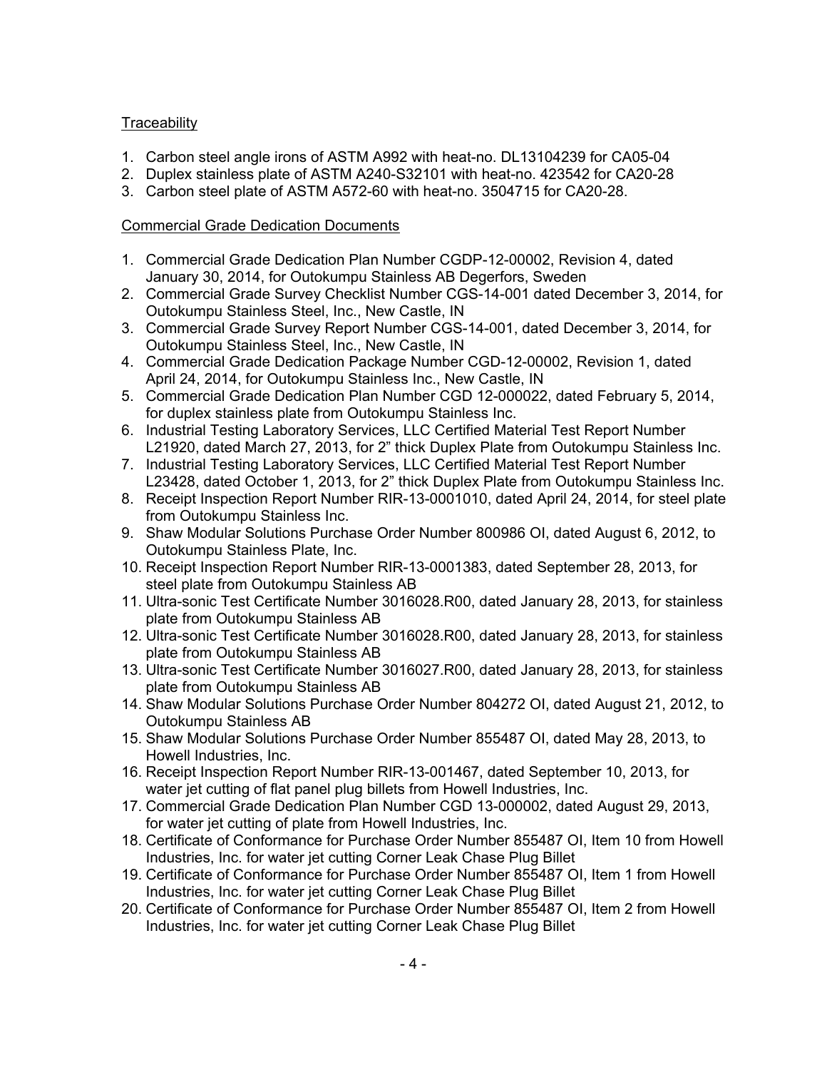Traceability

1. Carbon steel angle irons of ASTM A992 with heat-no. DL13104239 for CA05-04
2. Duplex stainless plate of ASTM A240-S32101 with heat-no. 423542 for CA20-28
3. Carbon steel plate of ASTM A572-60 with heat-no. 3504715 for CA20-28.

Commercial Grade Dedication Documents

1. Commercial Grade Dedication Plan Number CGDP-12-00002, Revision 4, dated January 30, 2014, for Outokumpu Stainless AB Degerfors, Sweden
2. Commercial Grade Survey Checklist Number CGS-14-001 dated December 3, 2014, for Outokumpu Stainless Steel, Inc., New Castle, IN
3. Commercial Grade Survey Report Number CGS-14-001, dated December 3, 2014, for Outokumpu Stainless Steel, Inc., New Castle, IN
4. Commercial Grade Dedication Package Number CGD-12-00002, Revision 1, dated April 24, 2014, for Outokumpu Stainless Inc., New Castle, IN
5. Commercial Grade Dedication Plan Number CGD 12-000022, dated February 5, 2014, for duplex stainless plate from Outokumpu Stainless Inc.
6. Industrial Testing Laboratory Services, LLC Certified Material Test Report Number L21920, dated March 27, 2013, for 2" thick Duplex Plate from Outokumpu Stainless Inc.
7. Industrial Testing Laboratory Services, LLC Certified Material Test Report Number L23428, dated October 1, 2013, for 2" thick Duplex Plate from Outokumpu Stainless Inc.
8. Receipt Inspection Report Number RIR-13-0001010, dated April 24, 2014, for steel plate from Outokumpu Stainless Inc.
9. Shaw Modular Solutions Purchase Order Number 800986 OI, dated August 6, 2012, to Outokumpu Stainless Plate, Inc.
10. Receipt Inspection Report Number RIR-13-0001383, dated September 28, 2013, for steel plate from Outokumpu Stainless AB
11. Ultra-sonic Test Certificate Number 3016028.R00, dated January 28, 2013, for stainless plate from Outokumpu Stainless AB
12. Ultra-sonic Test Certificate Number 3016028.R00, dated January 28, 2013, for stainless plate from Outokumpu Stainless AB
13. Ultra-sonic Test Certificate Number 3016027.R00, dated January 28, 2013, for stainless plate from Outokumpu Stainless AB
14. Shaw Modular Solutions Purchase Order Number 804272 OI, dated August 21, 2012, to Outokumpu Stainless AB
15. Shaw Modular Solutions Purchase Order Number 855487 OI, dated May 28, 2013, to Howell Industries, Inc.
16. Receipt Inspection Report Number RIR-13-001467, dated September 10, 2013, for water jet cutting of flat panel plug billets from Howell Industries, Inc.
17. Commercial Grade Dedication Plan Number CGD 13-000002, dated August 29, 2013, for water jet cutting of plate from Howell Industries, Inc.
18. Certificate of Conformance for Purchase Order Number 855487 OI, Item 10 from Howell Industries, Inc. for water jet cutting Corner Leak Chase Plug Billet
19. Certificate of Conformance for Purchase Order Number 855487 OI, Item 1 from Howell Industries, Inc. for water jet cutting Corner Leak Chase Plug Billet
20. Certificate of Conformance for Purchase Order Number 855487 OI, Item 2 from Howell Industries, Inc. for water jet cutting Corner Leak Chase Plug Billet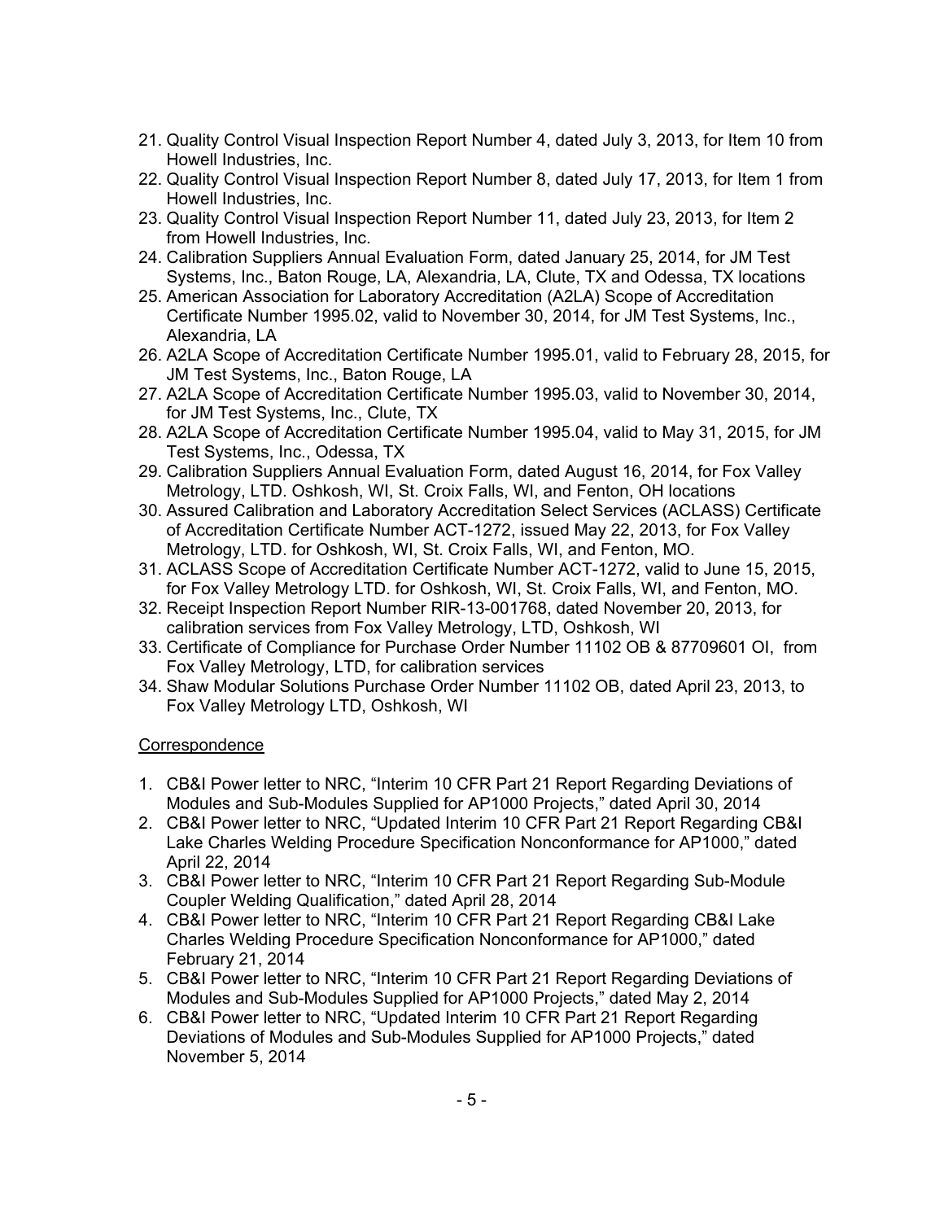21. Quality Control Visual Inspection Report Number 4, dated July 3, 2013, for Item 10 from Howell Industries, Inc.
22. Quality Control Visual Inspection Report Number 8, dated July 17, 2013, for Item 1 from Howell Industries, Inc.
23. Quality Control Visual Inspection Report Number 11, dated July 23, 2013, for Item 2 from Howell Industries, Inc.
24. Calibration Suppliers Annual Evaluation Form, dated January 25, 2014, for JM Test Systems, Inc., Baton Rouge, LA, Alexandria, LA, Clute, TX and Odessa, TX locations
25. American Association for Laboratory Accreditation (A2LA) Scope of Accreditation Certificate Number 1995.02, valid to November 30, 2014, for JM Test Systems, Inc., Alexandria, LA
26. A2LA Scope of Accreditation Certificate Number 1995.01, valid to February 28, 2015, for JM Test Systems, Inc., Baton Rouge, LA
27. A2LA Scope of Accreditation Certificate Number 1995.03, valid to November 30, 2014, for JM Test Systems, Inc., Clute, TX
28. A2LA Scope of Accreditation Certificate Number 1995.04, valid to May 31, 2015, for JM Test Systems, Inc., Odessa, TX
29. Calibration Suppliers Annual Evaluation Form, dated August 16, 2014, for Fox Valley Metrology, LTD. Oshkosh, WI, St. Croix Falls, WI, and Fenton, OH locations
30. Assured Calibration and Laboratory Accreditation Select Services (ACLASS) Certificate of Accreditation Certificate Number ACT-1272, issued May 22, 2013, for Fox Valley Metrology, LTD. for Oshkosh, WI, St. Croix Falls, WI, and Fenton, MO.
31. ACLASS Scope of Accreditation Certificate Number ACT-1272, valid to June 15, 2015, for Fox Valley Metrology LTD. for Oshkosh, WI, St. Croix Falls, WI, and Fenton, MO.
32. Receipt Inspection Report Number RIR-13-001768, dated November 20, 2013, for calibration services from Fox Valley Metrology, LTD, Oshkosh, WI
33. Certificate of Compliance for Purchase Order Number 11102 OB & 87709601 OI, from Fox Valley Metrology, LTD, for calibration services
34. Shaw Modular Solutions Purchase Order Number 11102 OB, dated April 23, 2013, to Fox Valley Metrology LTD, Oshkosh, WI

Correspondence

1. CB&I Power letter to NRC, "Interim 10 CFR Part 21 Report Regarding Deviations of Modules and Sub-Modules Supplied for AP1000 Projects," dated April 30, 2014
2. CB&I Power letter to NRC, "Updated Interim 10 CFR Part 21 Report Regarding CB&I Lake Charles Welding Procedure Specification Nonconformance for AP1000," dated April 22, 2014
3. CB&I Power letter to NRC, "Interim 10 CFR Part 21 Report Regarding Sub-Module Coupler Welding Qualification," dated April 28, 2014
4. CB&I Power letter to NRC, "Interim 10 CFR Part 21 Report Regarding CB&I Lake Charles Welding Procedure Specification Nonconformance for AP1000," dated February 21, 2014
5. CB&I Power letter to NRC, "Interim 10 CFR Part 21 Report Regarding Deviations of Modules and Sub-Modules Supplied for AP1000 Projects," dated May 2, 2014
6. CB&I Power letter to NRC, "Updated Interim 10 CFR Part 21 Report Regarding Deviations of Modules and Sub-Modules Supplied for AP1000 Projects," dated November 5, 2014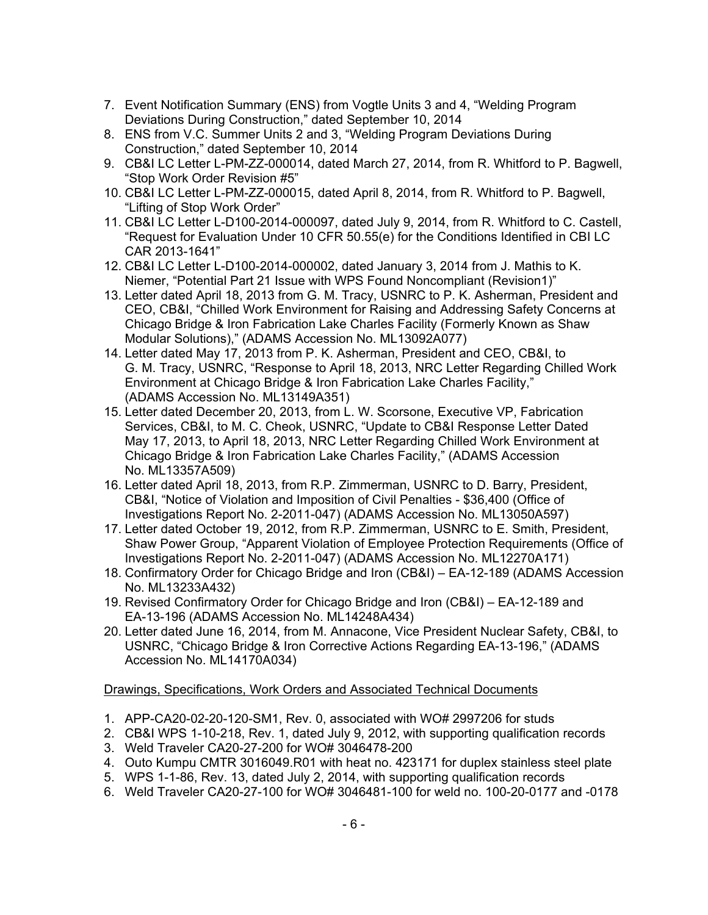7. Event Notification Summary (ENS) from Vogtle Units 3 and 4, “Welding Program Deviations During Construction,” dated September 10, 2014
8. ENS from V.C. Summer Units 2 and 3, “Welding Program Deviations During Construction,” dated September 10, 2014
9. CB&I LC Letter L-PM-ZZ-000014, dated March 27, 2014, from R. Whitford to P. Bagwell, “Stop Work Order Revision #5”
10. CB&I LC Letter L-PM-ZZ-000015, dated April 8, 2014, from R. Whitford to P. Bagwell, “Lifting of Stop Work Order”
11. CB&I LC Letter L-D100-2014-000097, dated July 9, 2014, from R. Whitford to C. Castell, “Request for Evaluation Under 10 CFR 50.55(e) for the Conditions Identified in CBI LC CAR 2013-1641”
12. CB&I LC Letter L-D100-2014-000002, dated January 3, 2014 from J. Mathis to K. Niemer, “Potential Part 21 Issue with WPS Found Noncompliant (Revision1)”
13. Letter dated April 18, 2013 from G. M. Tracy, USNRC to P. K. Asherman, President and CEO, CB&I, “Chilled Work Environment for Raising and Addressing Safety Concerns at Chicago Bridge & Iron Fabrication Lake Charles Facility (Formerly Known as Shaw Modular Solutions),” (ADAMS Accession No. ML13092A077)
14. Letter dated May 17, 2013 from P. K. Asherman, President and CEO, CB&I, to G. M. Tracy, USNRC, “Response to April 18, 2013, NRC Letter Regarding Chilled Work Environment at Chicago Bridge & Iron Fabrication Lake Charles Facility,” (ADAMS Accession No. ML13149A351)
15. Letter dated December 20, 2013, from L. W. Scorsone, Executive VP, Fabrication Services, CB&I, to M. C. Cheok, USNRC, “Update to CB&I Response Letter Dated May 17, 2013, to April 18, 2013, NRC Letter Regarding Chilled Work Environment at Chicago Bridge & Iron Fabrication Lake Charles Facility,” (ADAMS Accession No. ML13357A509)
16. Letter dated April 18, 2013, from R.P. Zimmerman, USNRC to D. Barry, President, CB&I, “Notice of Violation and Imposition of Civil Penalties - $36,400 (Office of Investigations Report No. 2-2011-047) (ADAMS Accession No. ML13050A597)
17. Letter dated October 19, 2012, from R.P. Zimmerman, USNRC to E. Smith, President, Shaw Power Group, “Apparent Violation of Employee Protection Requirements (Office of Investigations Report No. 2-2011-047) (ADAMS Accession No. ML12270A171)
18. Confirmatory Order for Chicago Bridge and Iron (CB&I) – EA-12-189 (ADAMS Accession No. ML13233A432)
19. Revised Confirmatory Order for Chicago Bridge and Iron (CB&I) – EA-12-189 and EA-13-196 (ADAMS Accession No. ML14248A434)
20. Letter dated June 16, 2014, from M. Annacone, Vice President Nuclear Safety, CB&I, to USNRC, “Chicago Bridge & Iron Corrective Actions Regarding EA-13-196,” (ADAMS Accession No. ML14170A034)

Drawings, Specifications, Work Orders and Associated Technical Documents

1. APP-CA20-02-20-120-SM1, Rev. 0, associated with WO# 2997206 for studs
2. CB&I WPS 1-10-218, Rev. 1, dated July 9, 2012, with supporting qualification records
3. Weld Traveler CA20-27-200 for WO# 3046478-200
4. Outo Kumpu CMTR 3016049.R01 with heat no. 423171 for duplex stainless steel plate
5. WPS 1-1-86, Rev. 13, dated July 2, 2014, with supporting qualification records
6. Weld Traveler CA20-27-100 for WO# 3046481-100 for weld no. 100-20-0177 and -0178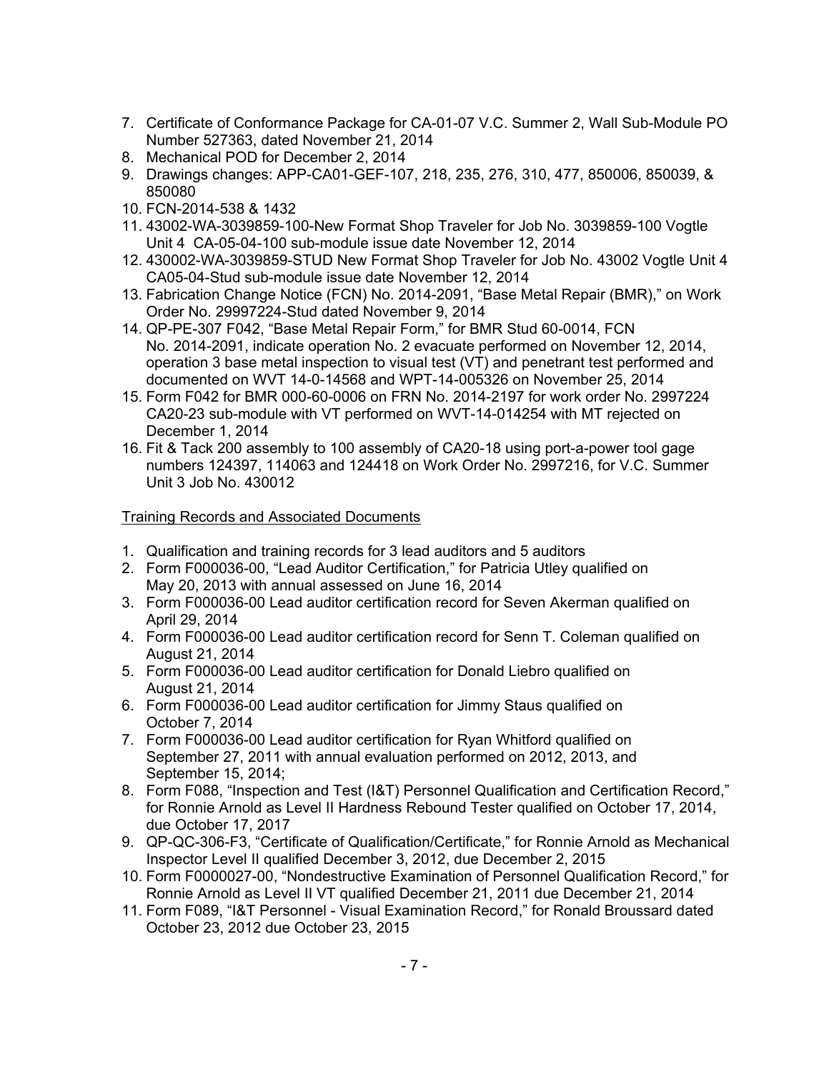7. Certificate of Conformance Package for CA-01-07 V.C. Summer 2, Wall Sub-Module PO Number 527363, dated November 21, 2014
8. Mechanical POD for December 2, 2014
9. Drawings changes: APP-CA01-GEF-107, 218, 235, 276, 310, 477, 850006, 850039, & 850080
10. FCN-2014-538 & 1432
11. 43002-WA-3039859-100-New Format Shop Traveler for Job No. 3039859-100 Vogtle Unit 4 CA-05-04-100 sub-module issue date November 12, 2014
12. 430002-WA-3039859-STUD New Format Shop Traveler for Job No. 43002 Vogtle Unit 4 CA05-04-Stud sub-module issue date November 12, 2014
13. Fabrication Change Notice (FCN) No. 2014-2091, "Base Metal Repair (BMR)," on Work Order No. 29997224-Stud dated November 9, 2014
14. QP-PE-307 F042, "Base Metal Repair Form," for BMR Stud 60-0014, FCN No. 2014-2091, indicate operation No. 2 evacuate performed on November 12, 2014, operation 3 base metal inspection to visual test (VT) and penetrant test performed and documented on WVT 14-0-14568 and WPT-14-005326 on November 25, 2014
15. Form F042 for BMR 000-60-0006 on FRN No. 2014-2197 for work order No. 2997224 CA20-23 sub-module with VT performed on WVT-14-014254 with MT rejected on December 1, 2014
16. Fit & Tack 200 assembly to 100 assembly of CA20-18 using port-a-power tool gage numbers 124397, 114063 and 124418 on Work Order No. 2997216, for V.C. Summer Unit 3 Job No. 430012

Training Records and Associated Documents

1. Qualification and training records for 3 lead auditors and 5 auditors
2. Form F000036-00, "Lead Auditor Certification," for Patricia Utley qualified on May 20, 2013 with annual assessed on June 16, 2014
3. Form F000036-00 Lead auditor certification record for Seven Akerman qualified on April 29, 2014
4. Form F000036-00 Lead auditor certification record for Senn T. Coleman qualified on August 21, 2014
5. Form F000036-00 Lead auditor certification for Donald Liebro qualified on August 21, 2014
6. Form F000036-00 Lead auditor certification for Jimmy Staus qualified on October 7, 2014
7. Form F000036-00 Lead auditor certification for Ryan Whitford qualified on September 27, 2011 with annual evaluation performed on 2012, 2013, and September 15, 2014;
8. Form F088, "Inspection and Test (I&T) Personnel Qualification and Certification Record," for Ronnie Arnold as Level II Hardness Rebound Tester qualified on October 17, 2014, due October 17, 2017
9. QP-QC-306-F3, "Certificate of Qualification/Certificate," for Ronnie Arnold as Mechanical Inspector Level II qualified December 3, 2012, due December 2, 2015
10. Form F0000027-00, "Nondestructive Examination of Personnel Qualification Record," for Ronnie Arnold as Level II VT qualified December 21, 2011 due December 21, 2014
11. Form F089, "I&T Personnel - Visual Examination Record," for Ronald Broussard dated October 23, 2012 due October 23, 2015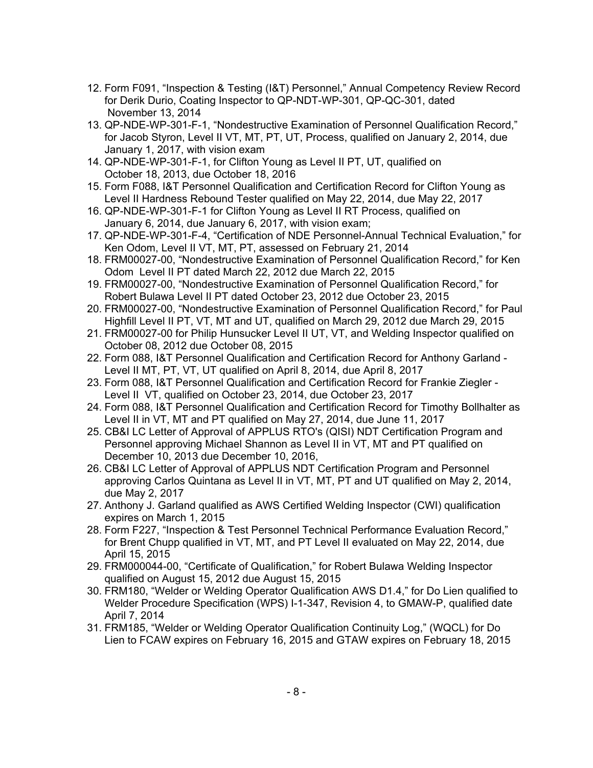12. Form F091, "Inspection & Testing (I&T) Personnel," Annual Competency Review Record for Derik Durio, Coating Inspector to QP-NDT-WP-301, QP-QC-301, dated November 13, 2014
13. QP-NDE-WP-301-F-1, "Nondestructive Examination of Personnel Qualification Record," for Jacob Styron, Level II VT, MT, PT, UT, Process, qualified on January 2, 2014, due January 1, 2017, with vision exam
14. QP-NDE-WP-301-F-1, for Clifton Young as Level II PT, UT, qualified on October 18, 2013, due October 18, 2016
15. Form F088, I&T Personnel Qualification and Certification Record for Clifton Young as Level II Hardness Rebound Tester qualified on May 22, 2014, due May 22, 2017
16. QP-NDE-WP-301-F-1 for Clifton Young as Level II RT Process, qualified on January 6, 2014, due January 6, 2017, with vision exam;
17. QP-NDE-WP-301-F-4, "Certification of NDE Personnel-Annual Technical Evaluation," for Ken Odom, Level II VT, MT, PT, assessed on February 21, 2014
18. FRM00027-00, "Nondestructive Examination of Personnel Qualification Record," for Ken Odom Level II PT dated March 22, 2012 due March 22, 2015
19. FRM00027-00, "Nondestructive Examination of Personnel Qualification Record," for Robert Bulawa Level II PT dated October 23, 2012 due October 23, 2015
20. FRM00027-00, "Nondestructive Examination of Personnel Qualification Record," for Paul Highfill Level II PT, VT, MT and UT, qualified on March 29, 2012 due March 29, 2015
21. FRM00027-00 for Philip Hunsucker Level II UT, VT, and Welding Inspector qualified on October 08, 2012 due October 08, 2015
22. Form 088, I&T Personnel Qualification and Certification Record for Anthony Garland - Level II MT, PT, VT, UT qualified on April 8, 2014, due April 8, 2017
23. Form 088, I&T Personnel Qualification and Certification Record for Frankie Ziegler - Level II VT, qualified on October 23, 2014, due October 23, 2017
24. Form 088, I&T Personnel Qualification and Certification Record for Timothy Bollhalter as Level II in VT, MT and PT qualified on May 27, 2014, due June 11, 2017
25. CB&I LC Letter of Approval of APPLUS RTO's (QISI) NDT Certification Program and Personnel approving Michael Shannon as Level II in VT, MT and PT qualified on December 10, 2013 due December 10, 2016,
26. CB&I LC Letter of Approval of APPLUS NDT Certification Program and Personnel approving Carlos Quintana as Level II in VT, MT, PT and UT qualified on May 2, 2014, due May 2, 2017
27. Anthony J. Garland qualified as AWS Certified Welding Inspector (CWI) qualification expires on March 1, 2015
28. Form F227, "Inspection & Test Personnel Technical Performance Evaluation Record," for Brent Chupp qualified in VT, MT, and PT Level II evaluated on May 22, 2014, due April 15, 2015
29. FRM000044-00, "Certificate of Qualification," for Robert Bulawa Welding Inspector qualified on August 15, 2012 due August 15, 2015
30. FRM180, "Welder or Welding Operator Qualification AWS D1.4," for Do Lien qualified to Welder Procedure Specification (WPS) I-1-347, Revision 4, to GMAW-P, qualified date April 7, 2014
31. FRM185, "Welder or Welding Operator Qualification Continuity Log," (WQCL) for Do Lien to FCAW expires on February 16, 2015 and GTAW expires on February 18, 2015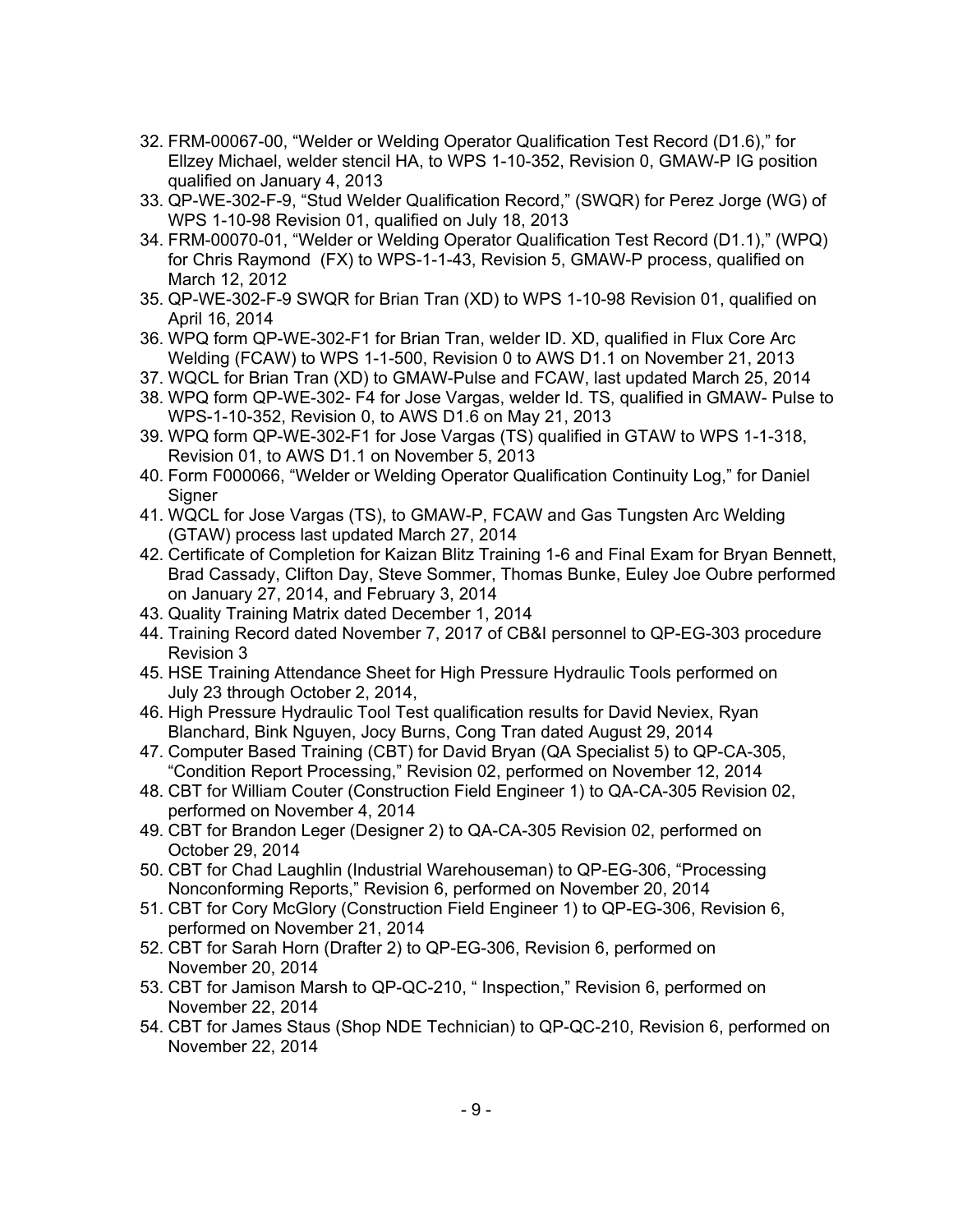32. FRM-00067-00, "Welder or Welding Operator Qualification Test Record (D1.6)," for Ellzey Michael, welder stencil HA, to WPS 1-10-352, Revision 0, GMAW-P IG position qualified on January 4, 2013
33. QP-WE-302-F-9, "Stud Welder Qualification Record," (SWQR) for Perez Jorge (WG) of WPS 1-10-98 Revision 01, qualified on July 18, 2013
34. FRM-00070-01, "Welder or Welding Operator Qualification Test Record (D1.1)," (WPQ) for Chris Raymond (FX) to WPS-1-1-43, Revision 5, GMAW-P process, qualified on March 12, 2012
35. QP-WE-302-F-9 SWQR for Brian Tran (XD) to WPS 1-10-98 Revision 01, qualified on April 16, 2014
36. WPQ form QP-WE-302-F1 for Brian Tran, welder ID. XD, qualified in Flux Core Arc Welding (FCAW) to WPS 1-1-500, Revision 0 to AWS D1.1 on November 21, 2013
37. WQCL for Brian Tran (XD) to GMAW-Pulse and FCAW, last updated March 25, 2014
38. WPQ form QP-WE-302- F4 for Jose Vargas, welder Id. TS, qualified in GMAW- Pulse to WPS-1-10-352, Revision 0, to AWS D1.6 on May 21, 2013
39. WPQ form QP-WE-302-F1 for Jose Vargas (TS) qualified in GTAW to WPS 1-1-318, Revision 01, to AWS D1.1 on November 5, 2013
40. Form F000066, "Welder or Welding Operator Qualification Continuity Log," for Daniel Signer
41. WQCL for Jose Vargas (TS), to GMAW-P, FCAW and Gas Tungsten Arc Welding (GTAW) process last updated March 27, 2014
42. Certificate of Completion for Kaizan Blitz Training 1-6 and Final Exam for Bryan Bennett, Brad Cassady, Clifton Day, Steve Sommer, Thomas Bunke, Euley Joe Oubre performed on January 27, 2014, and February 3, 2014
43. Quality Training Matrix dated December 1, 2014
44. Training Record dated November 7, 2017 of CB&I personnel to QP-EG-303 procedure Revision 3
45. HSE Training Attendance Sheet for High Pressure Hydraulic Tools performed on July 23 through October 2, 2014,
46. High Pressure Hydraulic Tool Test qualification results for David Neviex, Ryan Blanchard, Bink Nguyen, Jocy Burns, Cong Tran dated August 29, 2014
47. Computer Based Training (CBT) for David Bryan (QA Specialist 5) to QP-CA-305, "Condition Report Processing," Revision 02, performed on November 12, 2014
48. CBT for William Couter (Construction Field Engineer 1) to QA-CA-305 Revision 02, performed on November 4, 2014
49. CBT for Brandon Leger (Designer 2) to QA-CA-305 Revision 02, performed on October 29, 2014
50. CBT for Chad Laughlin (Industrial Warehouseman) to QP-EG-306, "Processing Nonconforming Reports," Revision 6, performed on November 20, 2014
51. CBT for Cory McGlory (Construction Field Engineer 1) to QP-EG-306, Revision 6, performed on November 21, 2014
52. CBT for Sarah Horn (Drafter 2) to QP-EG-306, Revision 6, performed on November 20, 2014
53. CBT for Jamison Marsh to QP-QC-210, " Inspection," Revision 6, performed on November 22, 2014
54. CBT for James Staus (Shop NDE Technician) to QP-QC-210, Revision 6, performed on November 22, 2014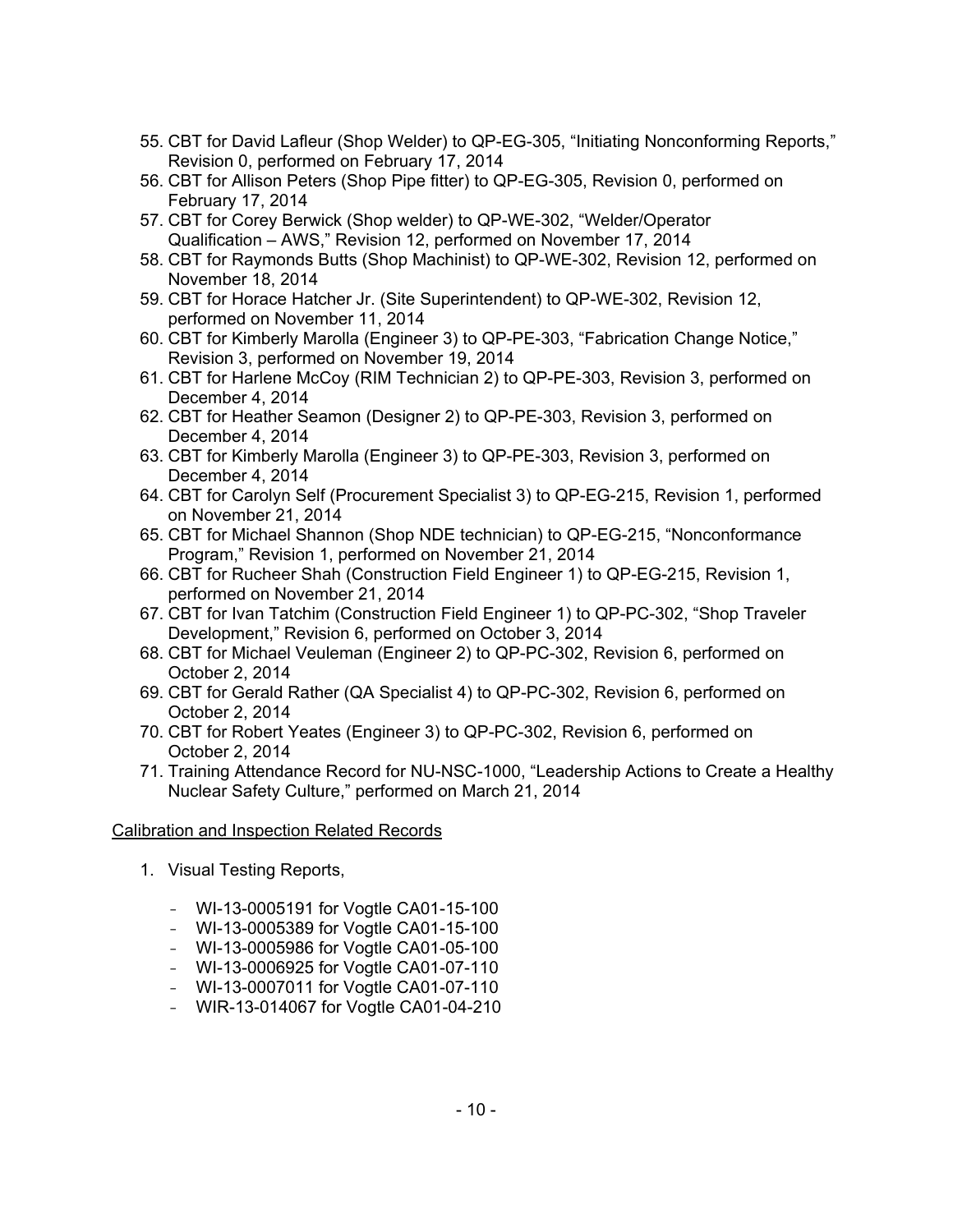55. CBT for David Lafleur (Shop Welder) to QP-EG-305, "Initiating Nonconforming Reports," Revision 0, performed on February 17, 2014
56. CBT for Allison Peters (Shop Pipe fitter) to QP-EG-305, Revision 0, performed on February 17, 2014
57. CBT for Corey Berwick (Shop welder) to QP-WE-302, "Welder/Operator Qualification – AWS," Revision 12, performed on November 17, 2014
58. CBT for Raymonds Butts (Shop Machinist) to QP-WE-302, Revision 12, performed on November 18, 2014
59. CBT for Horace Hatcher Jr. (Site Superintendent) to QP-WE-302, Revision 12, performed on November 11, 2014
60. CBT for Kimberly Marolla (Engineer 3) to QP-PE-303, "Fabrication Change Notice," Revision 3, performed on November 19, 2014
61. CBT for Harlene McCoy (RIM Technician 2) to QP-PE-303, Revision 3, performed on December 4, 2014
62. CBT for Heather Seamon (Designer 2) to QP-PE-303, Revision 3, performed on December 4, 2014
63. CBT for Kimberly Marolla (Engineer 3) to QP-PE-303, Revision 3, performed on December 4, 2014
64. CBT for Carolyn Self (Procurement Specialist 3) to QP-EG-215, Revision 1, performed on November 21, 2014
65. CBT for Michael Shannon (Shop NDE technician) to QP-EG-215, "Nonconformance Program," Revision 1, performed on November 21, 2014
66. CBT for Rucheer Shah (Construction Field Engineer 1) to QP-EG-215, Revision 1, performed on November 21, 2014
67. CBT for Ivan Tatchim (Construction Field Engineer 1) to QP-PC-302, "Shop Traveler Development," Revision 6, performed on October 3, 2014
68. CBT for Michael Veuleman (Engineer 2) to QP-PC-302, Revision 6, performed on October 2, 2014
69. CBT for Gerald Rather (QA Specialist 4) to QP-PC-302, Revision 6, performed on October 2, 2014
70. CBT for Robert Yeates (Engineer 3) to QP-PC-302, Revision 6, performed on October 2, 2014
71. Training Attendance Record for NU-NSC-1000, "Leadership Actions to Create a Healthy Nuclear Safety Culture," performed on March 21, 2014

Calibration and Inspection Related Records

1. Visual Testing Reports,
   - WI-13-0005191 for Vogtle CA01-15-100
   - WI-13-0005389 for Vogtle CA01-15-100
   - WI-13-0005986 for Vogtle CA01-05-100
   - WI-13-0006925 for Vogtle CA01-07-110
   - WI-13-0007011 for Vogtle CA01-07-110
   - WIR-13-014067 for Vogtle CA01-04-210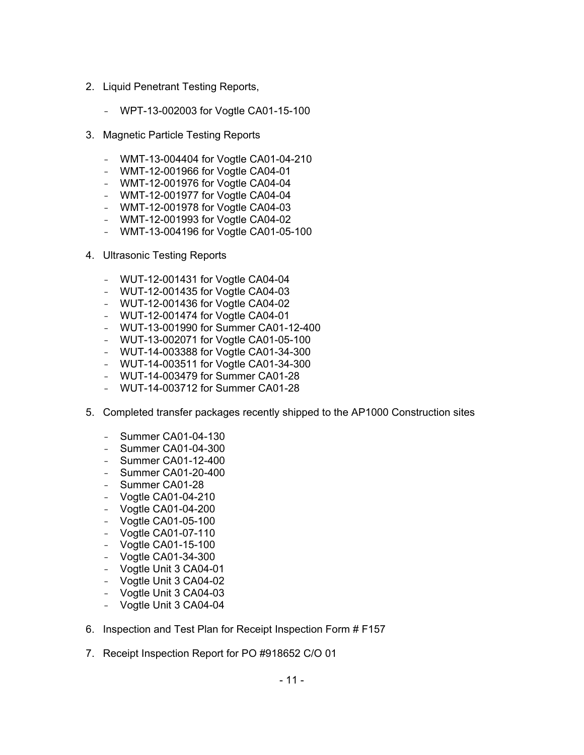2. Liquid Penetrant Testing Reports,

   - WPT-13-002003 for Vogtle CA01-15-100

3. Magnetic Particle Testing Reports

   - WMT-13-004404 for Vogtle CA01-04-210
   - WMT-12-001966 for Vogtle CA04-01
   - WMT-12-001976 for Vogtle CA04-04
   - WMT-12-001977 for Vogtle CA04-04
   - WMT-12-001978 for Vogtle CA04-03
   - WMT-12-001993 for Vogtle CA04-02
   - WMT-13-004196 for Vogtle CA01-05-100

4. Ultrasonic Testing Reports

   - WUT-12-001431 for Vogtle CA04-04
   - WUT-12-001435 for Vogtle CA04-03
   - WUT-12-001436 for Vogtle CA04-02
   - WUT-12-001474 for Vogtle CA04-01
   - WUT-13-001990 for Summer CA01-12-400
   - WUT-13-002071 for Vogtle CA01-05-100
   - WUT-14-003388 for Vogtle CA01-34-300
   - WUT-14-003511 for Vogtle CA01-34-300
   - WUT-14-003479 for Summer CA01-28
   - WUT-14-003712 for Summer CA01-28

5. Completed transfer packages recently shipped to the AP1000 Construction sites

   - Summer CA01-04-130
   - Summer CA01-04-300
   - Summer CA01-12-400
   - Summer CA01-20-400
   - Summer CA01-28
   - Vogtle CA01-04-210
   - Vogtle CA01-04-200
   - Vogtle CA01-05-100
   - Vogtle CA01-07-110
   - Vogtle CA01-15-100
   - Vogtle CA01-34-300
   - Vogtle Unit 3 CA04-01
   - Vogtle Unit 3 CA04-02
   - Vogtle Unit 3 CA04-03
   - Vogtle Unit 3 CA04-04

6. Inspection and Test Plan for Receipt Inspection Form # F157

7. Receipt Inspection Report for PO #918652 C/O 01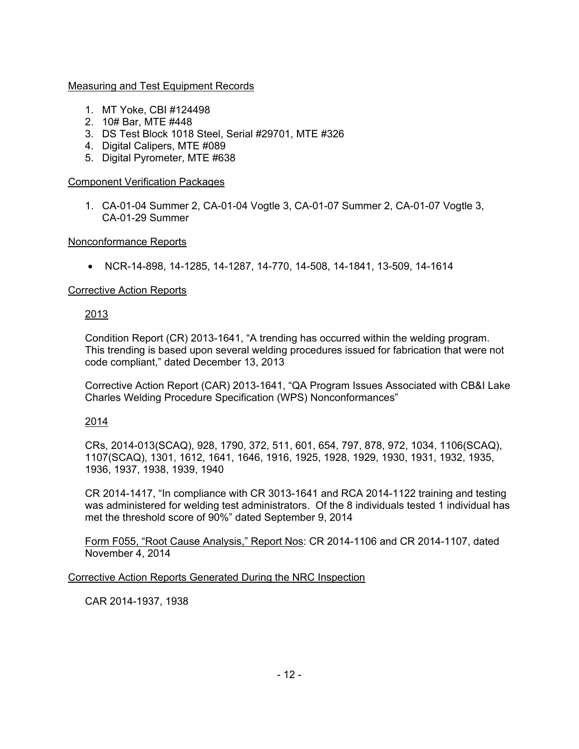Measuring and Test Equipment Records

1. MT Yoke, CBI #124498
2. 10# Bar, MTE #448
3. DS Test Block 1018 Steel, Serial #29701, MTE #326
4. Digital Calipers, MTE #089
5. Digital Pyrometer, MTE #638

Component Verification Packages

1. CA-01-04 Summer 2, CA-01-04 Vogtle 3, CA-01-07 Summer 2, CA-01-07 Vogtle 3, CA-01-29 Summer

Nonconformance Reports

- NCR-14-898, 14-1285, 14-1287, 14-770, 14-508, 14-1841, 13-509, 14-1614

Corrective Action Reports

2013

Condition Report (CR) 2013-1641, "A trending has occurred within the welding program. This trending is based upon several welding procedures issued for fabrication that were not code compliant," dated December 13, 2013

Corrective Action Report (CAR) 2013-1641, "QA Program Issues Associated with CB&I Lake Charles Welding Procedure Specification (WPS) Nonconformances"

2014

CRs, 2014-013(SCAQ), 928, 1790, 372, 511, 601, 654, 797, 878, 972, 1034, 1106(SCAQ), 1107(SCAQ), 1301, 1612, 1641, 1646, 1916, 1925, 1928, 1929, 1930, 1931, 1932, 1935, 1936, 1937, 1938, 1939, 1940

CR 2014-1417, "In compliance with CR 3013-1641 and RCA 2014-1122 training and testing was administered for welding test administrators. Of the 8 individuals tested 1 individual has met the threshold score of 90%" dated September 9, 2014

Form F055, "Root Cause Analysis," Report Nos: CR 2014-1106 and CR 2014-1107, dated November 4, 2014

Corrective Action Reports Generated During the NRC Inspection

CAR 2014-1937, 1938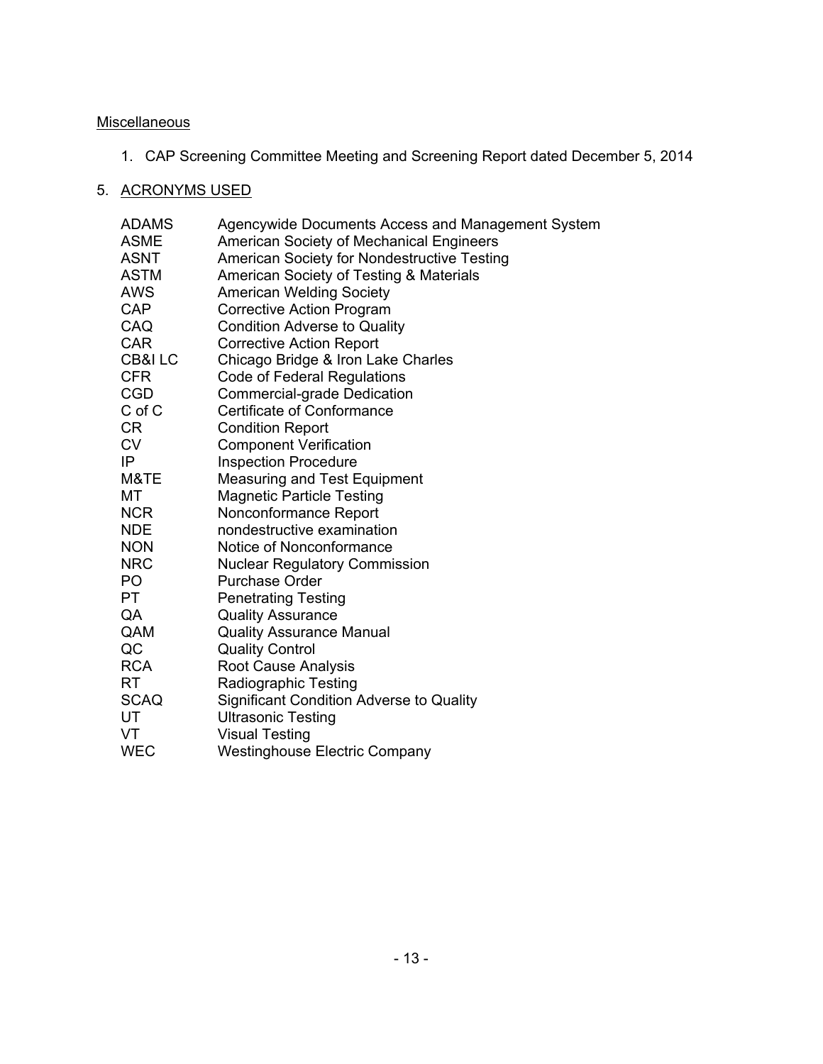Miscellaneous

1. CAP Screening Committee Meeting and Screening Report dated December 5, 2014

5. ACRONYMS USED

| | |
|---|---|
| ADAMS | Agencywide Documents Access and Management System |
| ASME | American Society of Mechanical Engineers |
| ASNT | American Society for Nondestructive Testing |
| ASTM | American Society of Testing & Materials |
| AWS | American Welding Society |
| CAP | Corrective Action Program |
| CAQ | Condition Adverse to Quality |
| CAR | Corrective Action Report |
| CB&I LC | Chicago Bridge & Iron Lake Charles |
| CFR | Code of Federal Regulations |
| CGD | Commercial-grade Dedication |
| C of C | Certificate of Conformance |
| CR | Condition Report |
| CV | Component Verification |
| IP | Inspection Procedure |
| M&TE | Measuring and Test Equipment |
| MT | Magnetic Particle Testing |
| NCR | Nonconformance Report |
| NDE | nondestructive examination |
| NON | Notice of Nonconformance |
| NRC | Nuclear Regulatory Commission |
| PO | Purchase Order |
| PT | Penetrating Testing |
| QA | Quality Assurance |
| QAM | Quality Assurance Manual |
| QC | Quality Control |
| RCA | Root Cause Analysis |
| RT | Radiographic Testing |
| SCAQ | Significant Condition Adverse to Quality |
| UT | Ultrasonic Testing |
| VT | Visual Testing |
| WEC | Westinghouse Electric Company |